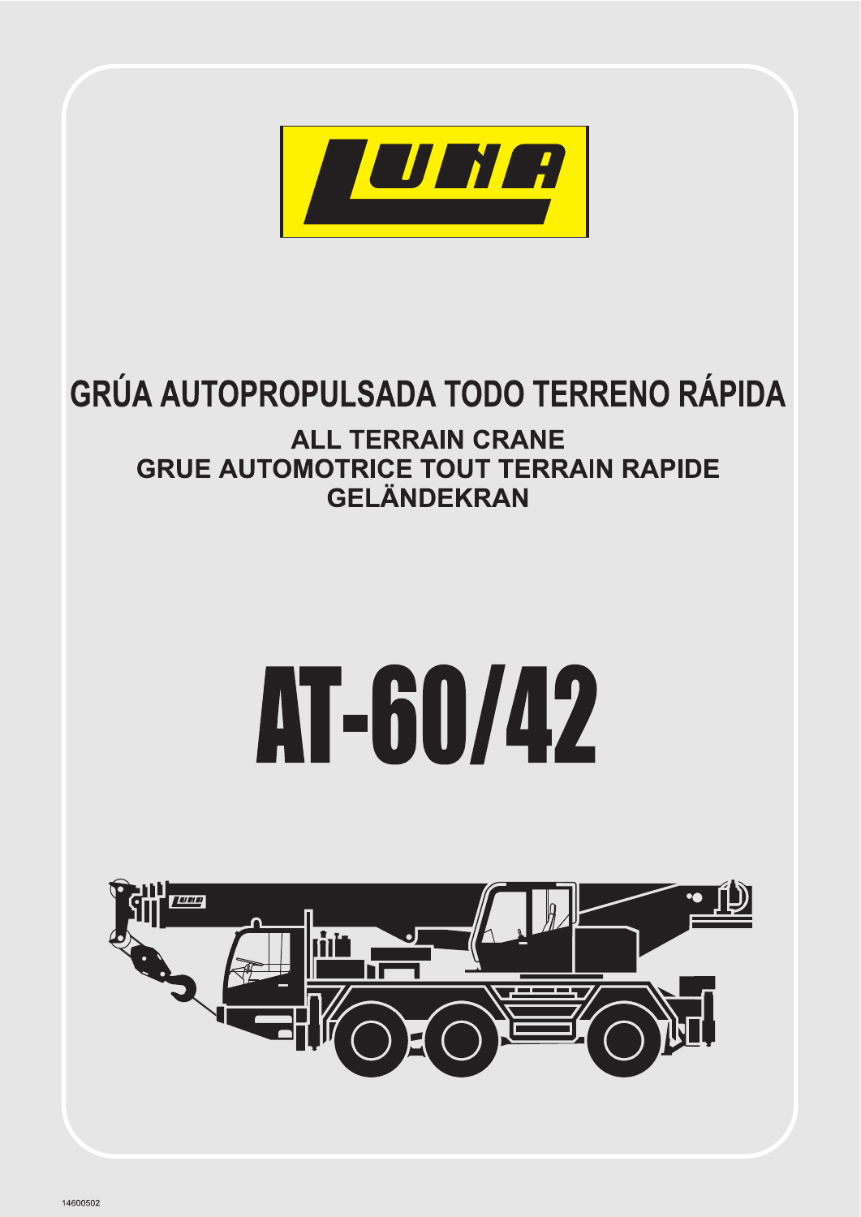# GRÚA AUTOPROPULSADA TODO TERRENO RÁPIDA

## ALL TERRAIN CRANE
## GRUE AUTOMOTRICE TOUT TERRAIN RAPIDE
## GELÄNDEKRAN

# AT-60/42

14600502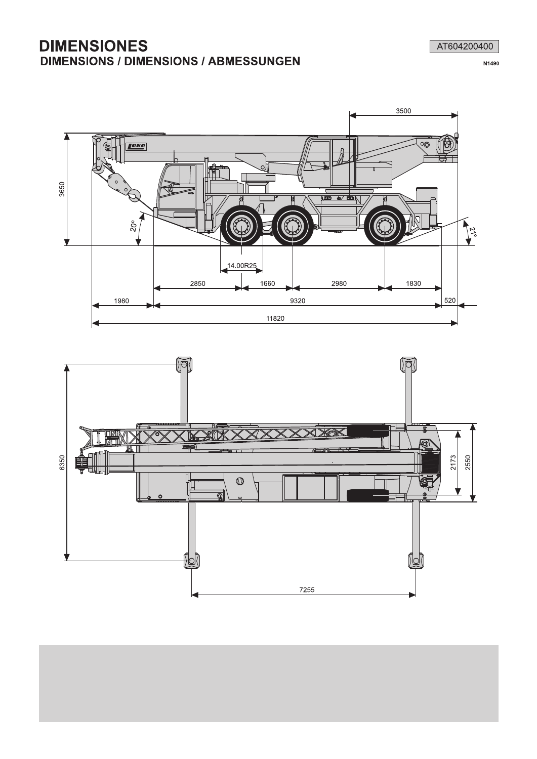# DIMENSIONES

## DIMENSIONS / DIMENSIONS / ABMESSUNGEN

AT604200400

N1490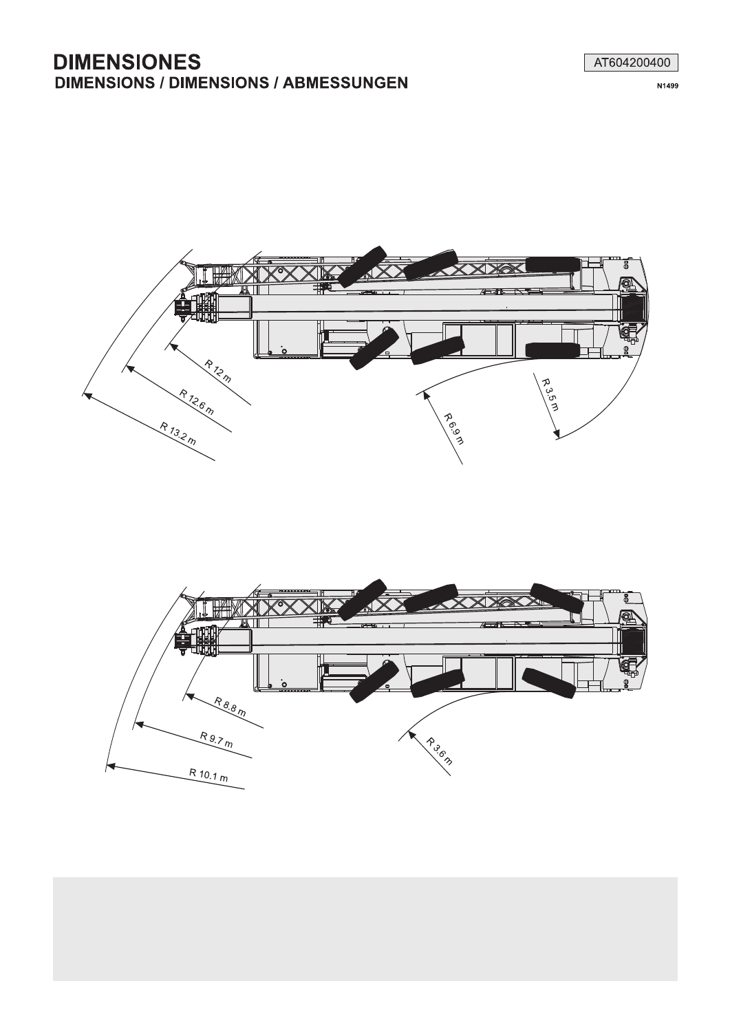# DIMENSIONES

## DIMENSIONS / DIMENSIONS / ABMESSUNGEN

AT604200400

N1499

R 12 m

R 12.6 m

R 13.2 m

R 6.9 m

R 3.5 m

R 8.8 m

R 9.7 m

R 10.1 m

R 3.6 m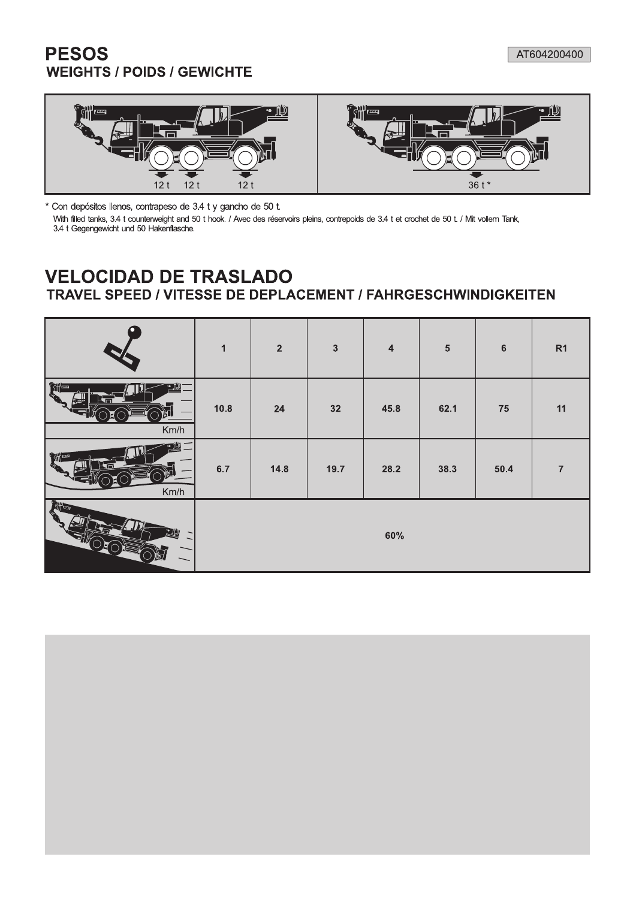AT604200400

# PESOS

## WEIGHTS / POIDS / GEWICHTE

| 12 t | 12 t | 12 t | 36 t * |
|---|---|---|---|

* Con depósitos llenos, contrapeso de 3.4 t y gancho de 50 t.

With filled tanks, 3.4 t counterweight and 50 t hook. / Avec des réservoirs pleins, contrepoids de 3.4 t et crochet de 50 t. / Mit vollem Tank, 3.4 t Gegengewicht und 50 Hakenflasche.

# VELOCIDAD DE TRASLADO

## TRAVEL SPEED / VITESSE DE DEPLACEMENT / FAHRGESCHWINDIGKEITEN

| | 1 | 2 | 3 | 4 | 5 | 6 | R1 |
|---|---|---|---|---|---|---|---|
| Km/h | 10.8 | 24 | 32 | 45.8 | 62.1 | 75 | 11 |
| Km/h | 6.7 | 14.8 | 19.7 | 28.2 | 38.3 | 50.4 | 7 |
| | 60% | | | | | | |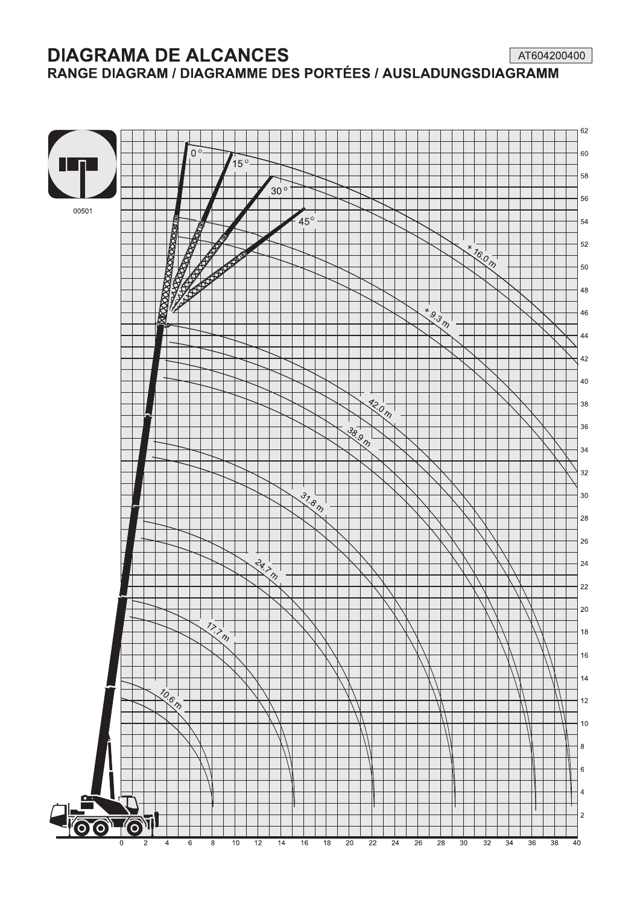# DIAGRAMA DE ALCANCES

AT604200400

## RANGE DIAGRAM / DIAGRAMME DES PORTÉES / AUSLADUNGSDIAGRAMM

00501

0° 15° 30° 45°

+ 16.0 m

+ 9.3 m

42.0 m

38.9 m

31.8 m

24.7 m

17.7 m

10.6 m

0 2 4 6 8 10 12 14 16 18 20 22 24 26 28 30 32 34 36 38 40

2 4 6 8 10 12 14 16 18 20 22 24 26 28 30 32 34 36 38 40 42 44 46 48 50 52 54 56 58 60 62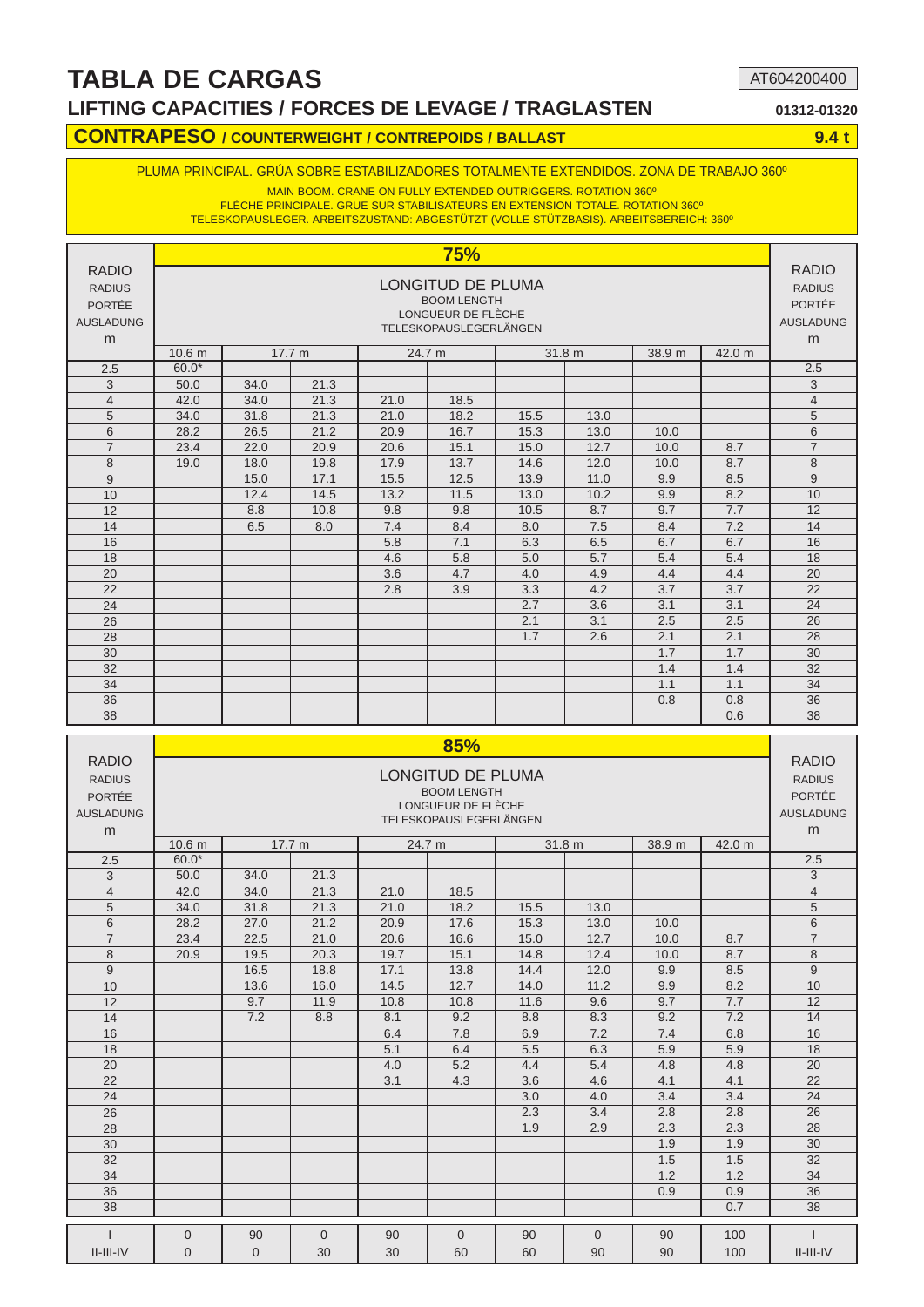# TABLA DE CARGAS

AT604200400

## LIFTING CAPACITIES / FORCES DE LEVAGE / TRAGLASTEN

01312-01320

### CONTRAPESO / COUNTERWEIGHT / CONTREPOIDS / BALLAST — 9.4 t

PLUMA PRINCIPAL. GRÚA SOBRE ESTABILIZADORES TOTALMENTE EXTENDIDOS. ZONA DE TRABAJO 360º

MAIN BOOM. CRANE ON FULLY EXTENDED OUTRIGGERS. ROTATION 360º
FLÈCHE PRINCIPALE. GRUE SUR STABILISATEURS EN EXTENSION TOTALE. ROTATION 360º
TELESKOPAUSLEGER. ARBEITSZUSTAND: ABGESTÜTZT (VOLLE STÜTZBASIS). ARBEITSBEREICH: 360º

**75%**

| RADIO / RADIUS / PORTÉE / AUSLADUNG m | LONGITUD DE PLUMA / BOOM LENGTH / LONGUEUR DE FLÈCHE / TELESKOPAUSLEGERLÄNGEN | | | | | | | | | RADIO / RADIUS / PORTÉE / AUSLADUNG m |
|---|---|---|---|---|---|---|---|---|---|---|
| | 10.6 m | 17.7 m | | 24.7 m | | 31.8 m | | 38.9 m | 42.0 m | |
| 2.5 | 60.0* | | | | | | | | | 2.5 |
| 3 | 50.0 | 34.0 | 21.3 | | | | | | | 3 |
| 4 | 42.0 | 34.0 | 21.3 | 21.0 | 18.5 | | | | | 4 |
| 5 | 34.0 | 31.8 | 21.3 | 21.0 | 18.2 | 15.5 | 13.0 | | | 5 |
| 6 | 28.2 | 26.5 | 21.2 | 20.9 | 16.7 | 15.3 | 13.0 | 10.0 | | 6 |
| 7 | 23.4 | 22.0 | 20.9 | 20.6 | 15.1 | 15.0 | 12.7 | 10.0 | 8.7 | 7 |
| 8 | 19.0 | 18.0 | 19.8 | 17.9 | 13.7 | 14.6 | 12.0 | 10.0 | 8.7 | 8 |
| 9 | | 15.0 | 17.1 | 15.5 | 12.5 | 13.9 | 11.0 | 9.9 | 8.5 | 9 |
| 10 | | 12.4 | 14.5 | 13.2 | 11.5 | 13.0 | 10.2 | 9.9 | 8.2 | 10 |
| 12 | | 8.8 | 10.8 | 9.8 | 9.8 | 10.5 | 8.7 | 9.7 | 7.7 | 12 |
| 14 | | 6.5 | 8.0 | 7.4 | 8.4 | 8.0 | 7.5 | 8.4 | 7.2 | 14 |
| 16 | | | | 5.8 | 7.1 | 6.3 | 6.5 | 6.7 | 6.7 | 16 |
| 18 | | | | 4.6 | 5.8 | 5.0 | 5.7 | 5.4 | 5.4 | 18 |
| 20 | | | | 3.6 | 4.7 | 4.0 | 4.9 | 4.4 | 4.4 | 20 |
| 22 | | | | 2.8 | 3.9 | 3.3 | 4.2 | 3.7 | 3.7 | 22 |
| 24 | | | | | | 2.7 | 3.6 | 3.1 | 3.1 | 24 |
| 26 | | | | | | 2.1 | 3.1 | 2.5 | 2.5 | 26 |
| 28 | | | | | | 1.7 | 2.6 | 2.1 | 2.1 | 28 |
| 30 | | | | | | | | 1.7 | 1.7 | 30 |
| 32 | | | | | | | | 1.4 | 1.4 | 32 |
| 34 | | | | | | | | 1.1 | 1.1 | 34 |
| 36 | | | | | | | | 0.8 | 0.8 | 36 |
| 38 | | | | | | | | | 0.6 | 38 |

**85%**

| RADIO / RADIUS / PORTÉE / AUSLADUNG m | LONGITUD DE PLUMA / BOOM LENGTH / LONGUEUR DE FLÈCHE / TELESKOPAUSLEGERLÄNGEN | | | | | | | | | RADIO / RADIUS / PORTÉE / AUSLADUNG m |
|---|---|---|---|---|---|---|---|---|---|---|
| | 10.6 m | 17.7 m | | 24.7 m | | 31.8 m | | 38.9 m | 42.0 m | |
| 2.5 | 60.0* | | | | | | | | | 2.5 |
| 3 | 50.0 | 34.0 | 21.3 | | | | | | | 3 |
| 4 | 42.0 | 34.0 | 21.3 | 21.0 | 18.5 | | | | | 4 |
| 5 | 34.0 | 31.8 | 21.3 | 21.0 | 18.2 | 15.5 | 13.0 | | | 5 |
| 6 | 28.2 | 27.0 | 21.2 | 20.9 | 17.6 | 15.3 | 13.0 | 10.0 | | 6 |
| 7 | 23.4 | 22.5 | 21.0 | 20.6 | 16.6 | 15.0 | 12.7 | 10.0 | 8.7 | 7 |
| 8 | 20.9 | 19.5 | 20.3 | 19.7 | 15.1 | 14.8 | 12.4 | 10.0 | 8.7 | 8 |
| 9 | | 16.5 | 18.8 | 17.1 | 13.8 | 14.4 | 12.0 | 9.9 | 8.5 | 9 |
| 10 | | 13.6 | 16.0 | 14.5 | 12.7 | 14.0 | 11.2 | 9.9 | 8.2 | 10 |
| 12 | | 9.7 | 11.9 | 10.8 | 10.8 | 11.6 | 9.6 | 9.7 | 7.7 | 12 |
| 14 | | 7.2 | 8.8 | 8.1 | 9.2 | 8.8 | 8.3 | 9.2 | 7.2 | 14 |
| 16 | | | | 6.4 | 7.8 | 6.9 | 7.2 | 7.4 | 6.8 | 16 |
| 18 | | | | 5.1 | 6.4 | 5.5 | 6.3 | 5.9 | 5.9 | 18 |
| 20 | | | | 4.0 | 5.2 | 4.4 | 5.4 | 4.8 | 4.8 | 20 |
| 22 | | | | 3.1 | 4.3 | 3.6 | 4.6 | 4.1 | 4.1 | 22 |
| 24 | | | | | | 3.0 | 4.0 | 3.4 | 3.4 | 24 |
| 26 | | | | | | 2.3 | 3.4 | 2.8 | 2.8 | 26 |
| 28 | | | | | | 1.9 | 2.9 | 2.3 | 2.3 | 28 |
| 30 | | | | | | | | 1.9 | 1.9 | 30 |
| 32 | | | | | | | | 1.5 | 1.5 | 32 |
| 34 | | | | | | | | 1.2 | 1.2 | 34 |
| 36 | | | | | | | | 0.9 | 0.9 | 36 |
| 38 | | | | | | | | | 0.7 | 38 |

| I | 0 | 90 | 0 | 90 | 0 | 90 | 0 | 90 | 100 | I |
|---|---|---|---|---|---|---|---|---|---|---|
| II-III-IV | 0 | 0 | 30 | 30 | 60 | 60 | 90 | 90 | 100 | II-III-IV |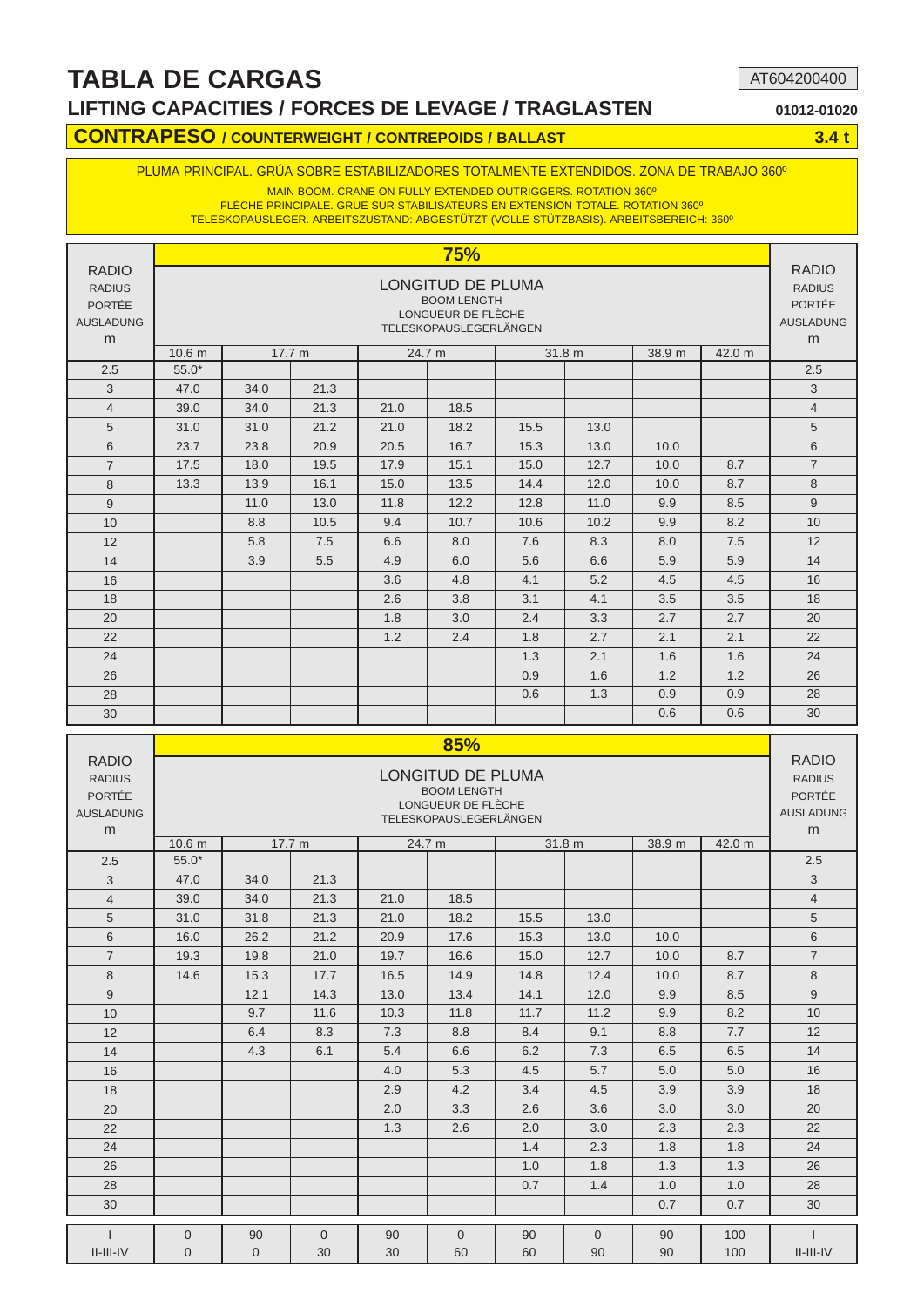# TABLA DE CARGAS

AT604200400

## LIFTING CAPACITIES / FORCES DE LEVAGE / TRAGLASTEN

01012-01020

### CONTRAPESO / COUNTERWEIGHT / CONTREPOIDS / BALLAST — 3.4 t

PLUMA PRINCIPAL. GRÚA SOBRE ESTABILIZADORES TOTALMENTE EXTENDIDOS. ZONA DE TRABAJO 360º

MAIN BOOM. CRANE ON FULLY EXTENDED OUTRIGGERS. ROTATION 360º
FLÈCHE PRINCIPALE. GRUE SUR STABILISATEURS EN EXTENSION TOTALE. ROTATION 360º
TELESKOPAUSLEGER. ARBEITSZUSTAND: ABGESTÜTZT (VOLLE STÜTZBASIS). ARBEITSBEREICH: 360º

**75%**

| RADIO / RADIUS / PORTÉE / AUSLADUNG m | LONGITUD DE PLUMA / BOOM LENGTH / LONGUEUR DE FLÈCHE / TELESKOPAUSLEGERLÄNGEN | | | | | | | | | RADIO / RADIUS / PORTÉE / AUSLADUNG m |
|---|---|---|---|---|---|---|---|---|---|---|
| | 10.6 m | 17.7 m | | 24.7 m | | 31.8 m | | 38.9 m | 42.0 m | |
| 2.5 | 55.0* | | | | | | | | | 2.5 |
| 3 | 47.0 | 34.0 | 21.3 | | | | | | | 3 |
| 4 | 39.0 | 34.0 | 21.3 | 21.0 | 18.5 | | | | | 4 |
| 5 | 31.0 | 31.0 | 21.2 | 21.0 | 18.2 | 15.5 | 13.0 | | | 5 |
| 6 | 23.7 | 23.8 | 20.9 | 20.5 | 16.7 | 15.3 | 13.0 | 10.0 | | 6 |
| 7 | 17.5 | 18.0 | 19.5 | 17.9 | 15.1 | 15.0 | 12.7 | 10.0 | 8.7 | 7 |
| 8 | 13.3 | 13.9 | 16.1 | 15.0 | 13.5 | 14.4 | 12.0 | 10.0 | 8.7 | 8 |
| 9 | | 11.0 | 13.0 | 11.8 | 12.2 | 12.8 | 11.0 | 9.9 | 8.5 | 9 |
| 10 | | 8.8 | 10.5 | 9.4 | 10.7 | 10.6 | 10.2 | 9.9 | 8.2 | 10 |
| 12 | | 5.8 | 7.5 | 6.6 | 8.0 | 7.6 | 8.3 | 8.0 | 7.5 | 12 |
| 14 | | 3.9 | 5.5 | 4.9 | 6.0 | 5.6 | 6.6 | 5.9 | 5.9 | 14 |
| 16 | | | | 3.6 | 4.8 | 4.1 | 5.2 | 4.5 | 4.5 | 16 |
| 18 | | | | 2.6 | 3.8 | 3.1 | 4.1 | 3.5 | 3.5 | 18 |
| 20 | | | | 1.8 | 3.0 | 2.4 | 3.3 | 2.7 | 2.7 | 20 |
| 22 | | | | 1.2 | 2.4 | 1.8 | 2.7 | 2.1 | 2.1 | 22 |
| 24 | | | | | | 1.3 | 2.1 | 1.6 | 1.6 | 24 |
| 26 | | | | | | 0.9 | 1.6 | 1.2 | 1.2 | 26 |
| 28 | | | | | | 0.6 | 1.3 | 0.9 | 0.9 | 28 |
| 30 | | | | | | | | 0.6 | 0.6 | 30 |

**85%**

| RADIO / RADIUS / PORTÉE / AUSLADUNG m | LONGITUD DE PLUMA / BOOM LENGTH / LONGUEUR DE FLÈCHE / TELESKOPAUSLEGERLÄNGEN | | | | | | | | | RADIO / RADIUS / PORTÉE / AUSLADUNG m |
|---|---|---|---|---|---|---|---|---|---|---|
| | 10.6 m | 17.7 m | | 24.7 m | | 31.8 m | | 38.9 m | 42.0 m | |
| 2.5 | 55.0* | | | | | | | | | 2.5 |
| 3 | 47.0 | 34.0 | 21.3 | | | | | | | 3 |
| 4 | 39.0 | 34.0 | 21.3 | 21.0 | 18.5 | | | | | 4 |
| 5 | 31.0 | 31.8 | 21.3 | 21.0 | 18.2 | 15.5 | 13.0 | | | 5 |
| 6 | 16.0 | 26.2 | 21.2 | 20.9 | 17.6 | 15.3 | 13.0 | 10.0 | | 6 |
| 7 | 19.3 | 19.8 | 21.0 | 19.7 | 16.6 | 15.0 | 12.7 | 10.0 | 8.7 | 7 |
| 8 | 14.6 | 15.3 | 17.7 | 16.5 | 14.9 | 14.8 | 12.4 | 10.0 | 8.7 | 8 |
| 9 | | 12.1 | 14.3 | 13.0 | 13.4 | 14.1 | 12.0 | 9.9 | 8.5 | 9 |
| 10 | | 9.7 | 11.6 | 10.3 | 11.8 | 11.7 | 11.2 | 9.9 | 8.2 | 10 |
| 12 | | 6.4 | 8.3 | 7.3 | 8.8 | 8.4 | 9.1 | 8.8 | 7.7 | 12 |
| 14 | | 4.3 | 6.1 | 5.4 | 6.6 | 6.2 | 7.3 | 6.5 | 6.5 | 14 |
| 16 | | | | 4.0 | 5.3 | 4.5 | 5.7 | 5.0 | 5.0 | 16 |
| 18 | | | | 2.9 | 4.2 | 3.4 | 4.5 | 3.9 | 3.9 | 18 |
| 20 | | | | 2.0 | 3.3 | 2.6 | 3.6 | 3.0 | 3.0 | 20 |
| 22 | | | | 1.3 | 2.6 | 2.0 | 3.0 | 2.3 | 2.3 | 22 |
| 24 | | | | | | 1.4 | 2.3 | 1.8 | 1.8 | 24 |
| 26 | | | | | | 1.0 | 1.8 | 1.3 | 1.3 | 26 |
| 28 | | | | | | 0.7 | 1.4 | 1.0 | 1.0 | 28 |
| 30 | | | | | | | | 0.7 | 0.7 | 30 |
| I | 0 | 90 | 0 | 90 | 0 | 90 | 0 | 90 | 100 | I |
| II-III-IV | 0 | 0 | 30 | 30 | 60 | 60 | 90 | 90 | 100 | II-III-IV |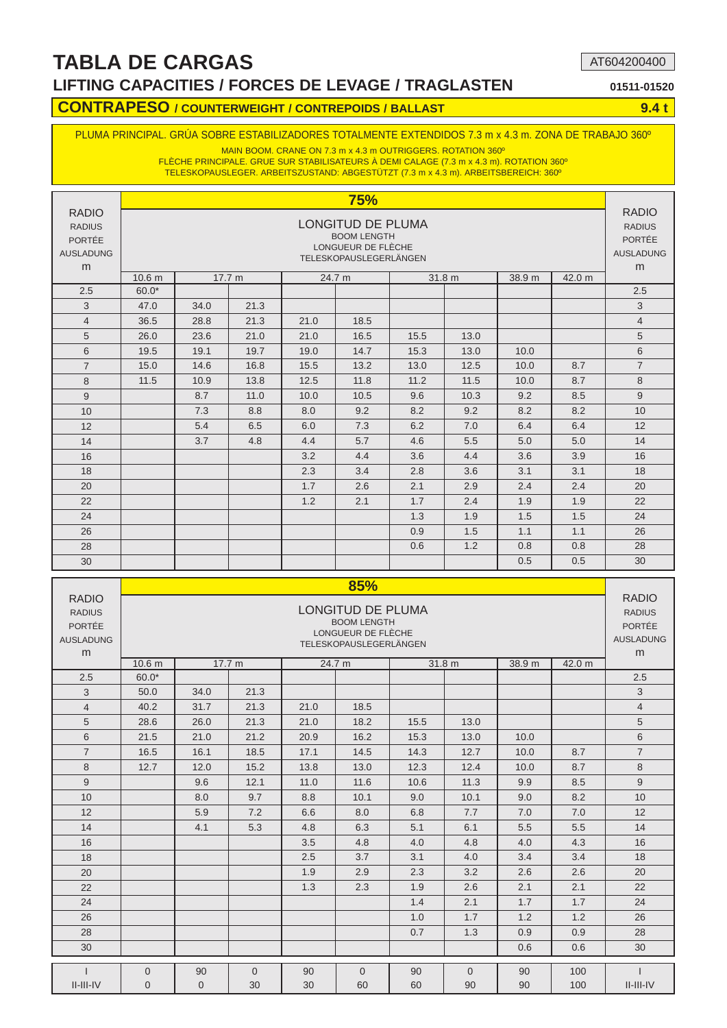# TABLA DE CARGAS

AT604200400

## LIFTING CAPACITIES / FORCES DE LEVAGE / TRAGLASTEN

01511-01520

### CONTRAPESO / COUNTERWEIGHT / CONTREPOIDS / BALLAST — 9.4 t

PLUMA PRINCIPAL. GRÚA SOBRE ESTABILIZADORES TOTALMENTE EXTENDIDOS 7.3 m x 4.3 m. ZONA DE TRABAJO 360º

MAIN BOOM. CRANE ON 7.3 m x 4.3 m OUTRIGGERS. ROTATION 360º
FLÈCHE PRINCIPALE. GRUE SUR STABILISATEURS À DEMI CALAGE (7.3 m x 4.3 m). ROTATION 360º
TELESKOPAUSLEGER. ARBEITSZUSTAND: ABGESTÜTZT (7.3 m x 4.3 m). ARBEITSBEREICH: 360º

**75%**

| RADIO / RADIUS / PORTÉE / AUSLADUNG m | LONGITUD DE PLUMA / BOOM LENGTH / LONGUEUR DE FLÈCHE / TELESKOPAUSLEGERLÄNGEN | | | | | | | | | RADIO / RADIUS / PORTÉE / AUSLADUNG m |
|---|---|---|---|---|---|---|---|---|---|---|
| | 10.6 m | 17.7 m | | 24.7 m | | 31.8 m | | 38.9 m | 42.0 m | |
| 2.5 | 60.0* | | | | | | | | | 2.5 |
| 3 | 47.0 | 34.0 | 21.3 | | | | | | | 3 |
| 4 | 36.5 | 28.8 | 21.3 | 21.0 | 18.5 | | | | | 4 |
| 5 | 26.0 | 23.6 | 21.0 | 21.0 | 16.5 | 15.5 | 13.0 | | | 5 |
| 6 | 19.5 | 19.1 | 19.7 | 19.0 | 14.7 | 15.3 | 13.0 | 10.0 | | 6 |
| 7 | 15.0 | 14.6 | 16.8 | 15.5 | 13.2 | 13.0 | 12.5 | 10.0 | 8.7 | 7 |
| 8 | 11.5 | 10.9 | 13.8 | 12.5 | 11.8 | 11.2 | 11.5 | 10.0 | 8.7 | 8 |
| 9 | | 8.7 | 11.0 | 10.0 | 10.5 | 9.6 | 10.3 | 9.2 | 8.5 | 9 |
| 10 | | 7.3 | 8.8 | 8.0 | 9.2 | 8.2 | 9.2 | 8.2 | 8.2 | 10 |
| 12 | | 5.4 | 6.5 | 6.0 | 7.3 | 6.2 | 7.0 | 6.4 | 6.4 | 12 |
| 14 | | 3.7 | 4.8 | 4.4 | 5.7 | 4.6 | 5.5 | 5.0 | 5.0 | 14 |
| 16 | | | | 3.2 | 4.4 | 3.6 | 4.4 | 3.6 | 3.9 | 16 |
| 18 | | | | 2.3 | 3.4 | 2.8 | 3.6 | 3.1 | 3.1 | 18 |
| 20 | | | | 1.7 | 2.6 | 2.1 | 2.9 | 2.4 | 2.4 | 20 |
| 22 | | | | 1.2 | 2.1 | 1.7 | 2.4 | 1.9 | 1.9 | 22 |
| 24 | | | | | | 1.3 | 1.9 | 1.5 | 1.5 | 24 |
| 26 | | | | | | 0.9 | 1.5 | 1.1 | 1.1 | 26 |
| 28 | | | | | | 0.6 | 1.2 | 0.8 | 0.8 | 28 |
| 30 | | | | | | | | 0.5 | 0.5 | 30 |

**85%**

| RADIO / RADIUS / PORTÉE / AUSLADUNG m | LONGITUD DE PLUMA / BOOM LENGTH / LONGUEUR DE FLÈCHE / TELESKOPAUSLEGERLÄNGEN | | | | | | | | | RADIO / RADIUS / PORTÉE / AUSLADUNG m |
|---|---|---|---|---|---|---|---|---|---|---|
| | 10.6 m | 17.7 m | | 24.7 m | | 31.8 m | | 38.9 m | 42.0 m | |
| 2.5 | 60.0* | | | | | | | | | 2.5 |
| 3 | 50.0 | 34.0 | 21.3 | | | | | | | 3 |
| 4 | 40.2 | 31.7 | 21.3 | 21.0 | 18.5 | | | | | 4 |
| 5 | 28.6 | 26.0 | 21.3 | 21.0 | 18.2 | 15.5 | 13.0 | | | 5 |
| 6 | 21.5 | 21.0 | 21.2 | 20.9 | 16.2 | 15.3 | 13.0 | 10.0 | | 6 |
| 7 | 16.5 | 16.1 | 18.5 | 17.1 | 14.5 | 14.3 | 12.7 | 10.0 | 8.7 | 7 |
| 8 | 12.7 | 12.0 | 15.2 | 13.8 | 13.0 | 12.3 | 12.4 | 10.0 | 8.7 | 8 |
| 9 | | 9.6 | 12.1 | 11.0 | 11.6 | 10.6 | 11.3 | 9.9 | 8.5 | 9 |
| 10 | | 8.0 | 9.7 | 8.8 | 10.1 | 9.0 | 10.1 | 9.0 | 8.2 | 10 |
| 12 | | 5.9 | 7.2 | 6.6 | 8.0 | 6.8 | 7.7 | 7.0 | 7.0 | 12 |
| 14 | | 4.1 | 5.3 | 4.8 | 6.3 | 5.1 | 6.1 | 5.5 | 5.5 | 14 |
| 16 | | | | 3.5 | 4.8 | 4.0 | 4.8 | 4.0 | 4.3 | 16 |
| 18 | | | | 2.5 | 3.7 | 3.1 | 4.0 | 3.4 | 3.4 | 18 |
| 20 | | | | 1.9 | 2.9 | 2.3 | 3.2 | 2.6 | 2.6 | 20 |
| 22 | | | | 1.3 | 2.3 | 1.9 | 2.6 | 2.1 | 2.1 | 22 |
| 24 | | | | | | 1.4 | 2.1 | 1.7 | 1.7 | 24 |
| 26 | | | | | | 1.0 | 1.7 | 1.2 | 1.2 | 26 |
| 28 | | | | | | 0.7 | 1.3 | 0.9 | 0.9 | 28 |
| 30 | | | | | | | | 0.6 | 0.6 | 30 |
| I | 0 | 90 | 0 | 90 | 0 | 90 | 0 | 90 | 100 | I |
| II-III-IV | 0 | 0 | 30 | 30 | 60 | 60 | 90 | 90 | 100 | II-III-IV |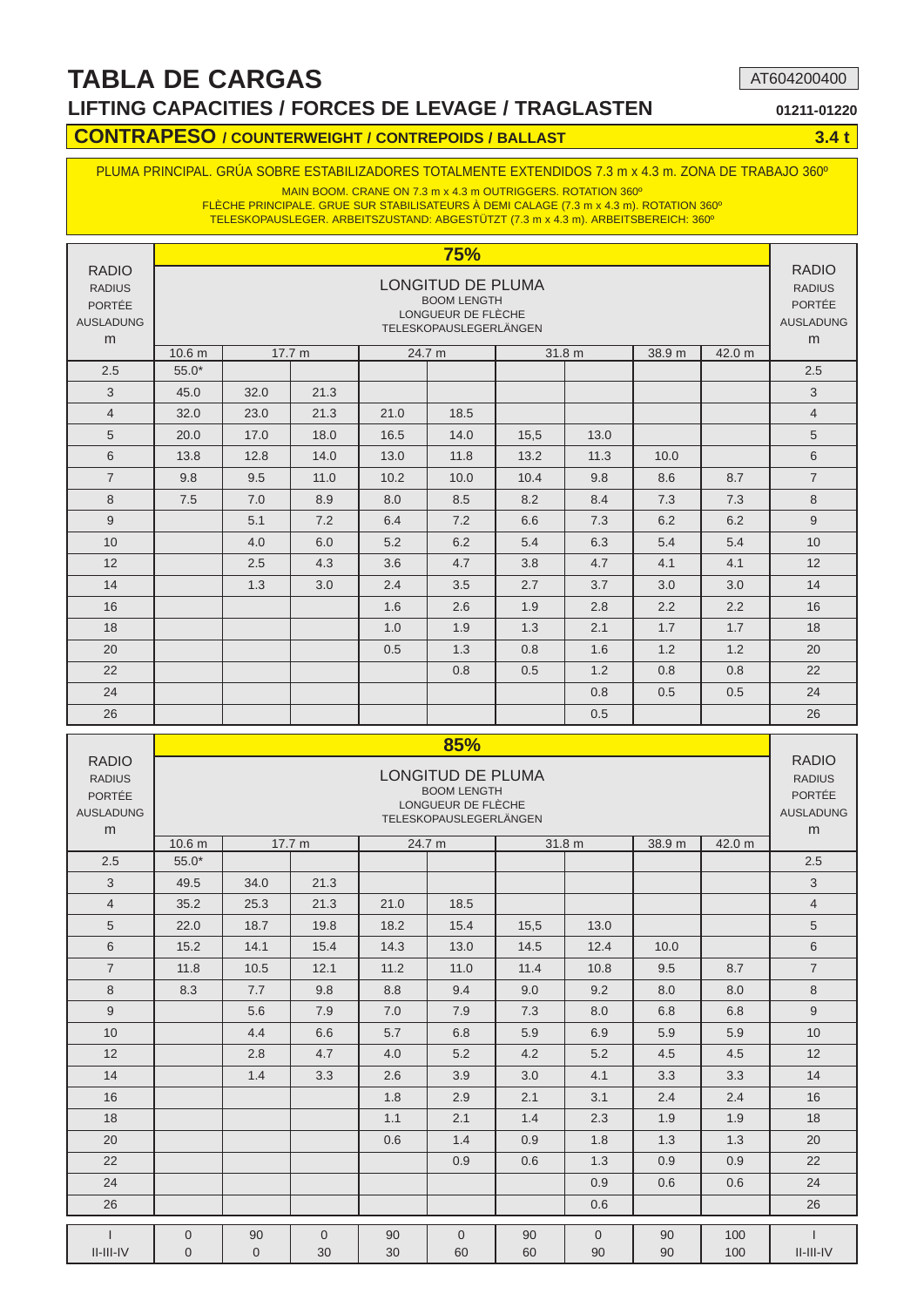# TABLA DE CARGAS

AT604200400

## LIFTING CAPACITIES / FORCES DE LEVAGE / TRAGLASTEN

01211-01220

### CONTRAPESO / COUNTERWEIGHT / CONTREPOIDS / BALLAST

3.4 t

PLUMA PRINCIPAL. GRÚA SOBRE ESTABILIZADORES TOTALMENTE EXTENDIDOS 7.3 m x 4.3 m. ZONA DE TRABAJO 360º

MAIN BOOM. CRANE ON 7.3 m x 4.3 m OUTRIGGERS. ROTATION 360º
FLÈCHE PRINCIPALE. GRUE SUR STABILISATEURS À DEMI CALAGE (7.3 m x 4.3 m). ROTATION 360º
TELESKOPAUSLEGER. ARBEITSZUSTAND: ABGESTÜTZT (7.3 m x 4.3 m). ARBEITSBEREICH: 360º

**75%**

| RADIO / RADIUS / PORTÉE / AUSLADUNG m | LONGITUD DE PLUMA / BOOM LENGTH / LONGUEUR DE FLÈCHE / TELESKOPAUSLEGERLÄNGEN | | | | | | | | | RADIO / RADIUS / PORTÉE / AUSLADUNG m |
|---|---|---|---|---|---|---|---|---|---|---|
| | 10.6 m | 17.7 m | | 24.7 m | | 31.8 m | | 38.9 m | 42.0 m | |
| 2.5 | 55.0* | | | | | | | | | 2.5 |
| 3 | 45.0 | 32.0 | 21.3 | | | | | | | 3 |
| 4 | 32.0 | 23.0 | 21.3 | 21.0 | 18.5 | | | | | 4 |
| 5 | 20.0 | 17.0 | 18.0 | 16.5 | 14.0 | 15,5 | 13.0 | | | 5 |
| 6 | 13.8 | 12.8 | 14.0 | 13.0 | 11.8 | 13.2 | 11.3 | 10.0 | | 6 |
| 7 | 9.8 | 9.5 | 11.0 | 10.2 | 10.0 | 10.4 | 9.8 | 8.6 | 8.7 | 7 |
| 8 | 7.5 | 7.0 | 8.9 | 8.0 | 8.5 | 8.2 | 8.4 | 7.3 | 7.3 | 8 |
| 9 | | 5.1 | 7.2 | 6.4 | 7.2 | 6.6 | 7.3 | 6.2 | 6.2 | 9 |
| 10 | | 4.0 | 6.0 | 5.2 | 6.2 | 5.4 | 6.3 | 5.4 | 5.4 | 10 |
| 12 | | 2.5 | 4.3 | 3.6 | 4.7 | 3.8 | 4.7 | 4.1 | 4.1 | 12 |
| 14 | | 1.3 | 3.0 | 2.4 | 3.5 | 2.7 | 3.7 | 3.0 | 3.0 | 14 |
| 16 | | | | 1.6 | 2.6 | 1.9 | 2.8 | 2.2 | 2.2 | 16 |
| 18 | | | | 1.0 | 1.9 | 1.3 | 2.1 | 1.7 | 1.7 | 18 |
| 20 | | | | 0.5 | 1.3 | 0.8 | 1.6 | 1.2 | 1.2 | 20 |
| 22 | | | | | 0.8 | 0.5 | 1.2 | 0.8 | 0.8 | 22 |
| 24 | | | | | | | 0.8 | 0.5 | 0.5 | 24 |
| 26 | | | | | | | 0.5 | | | 26 |

**85%**

| RADIO / RADIUS / PORTÉE / AUSLADUNG m | LONGITUD DE PLUMA / BOOM LENGTH / LONGUEUR DE FLÈCHE / TELESKOPAUSLEGERLÄNGEN | | | | | | | | | RADIO / RADIUS / PORTÉE / AUSLADUNG m |
|---|---|---|---|---|---|---|---|---|---|---|
| | 10.6 m | 17.7 m | | 24.7 m | | 31.8 m | | 38.9 m | 42.0 m | |
| 2.5 | 55.0* | | | | | | | | | 2.5 |
| 3 | 49.5 | 34.0 | 21.3 | | | | | | | 3 |
| 4 | 35.2 | 25.3 | 21.3 | 21.0 | 18.5 | | | | | 4 |
| 5 | 22.0 | 18.7 | 19.8 | 18.2 | 15.4 | 15,5 | 13.0 | | | 5 |
| 6 | 15.2 | 14.1 | 15.4 | 14.3 | 13.0 | 14.5 | 12.4 | 10.0 | | 6 |
| 7 | 11.8 | 10.5 | 12.1 | 11.2 | 11.0 | 11.4 | 10.8 | 9.5 | 8.7 | 7 |
| 8 | 8.3 | 7.7 | 9.8 | 8.8 | 9.4 | 9.0 | 9.2 | 8.0 | 8.0 | 8 |
| 9 | | 5.6 | 7.9 | 7.0 | 7.9 | 7.3 | 8.0 | 6.8 | 6.8 | 9 |
| 10 | | 4.4 | 6.6 | 5.7 | 6.8 | 5.9 | 6.9 | 5.9 | 5.9 | 10 |
| 12 | | 2.8 | 4.7 | 4.0 | 5.2 | 4.2 | 5.2 | 4.5 | 4.5 | 12 |
| 14 | | 1.4 | 3.3 | 2.6 | 3.9 | 3.0 | 4.1 | 3.3 | 3.3 | 14 |
| 16 | | | | 1.8 | 2.9 | 2.1 | 3.1 | 2.4 | 2.4 | 16 |
| 18 | | | | 1.1 | 2.1 | 1.4 | 2.3 | 1.9 | 1.9 | 18 |
| 20 | | | | 0.6 | 1.4 | 0.9 | 1.8 | 1.3 | 1.3 | 20 |
| 22 | | | | | 0.9 | 0.6 | 1.3 | 0.9 | 0.9 | 22 |
| 24 | | | | | | | 0.9 | 0.6 | 0.6 | 24 |
| 26 | | | | | | | 0.6 | | | 26 |
| I | 0 | 90 | 0 | 90 | 0 | 90 | 0 | 90 | 100 | I |
| II-III-IV | 0 | 0 | 30 | 30 | 60 | 60 | 90 | 90 | 100 | II-III-IV |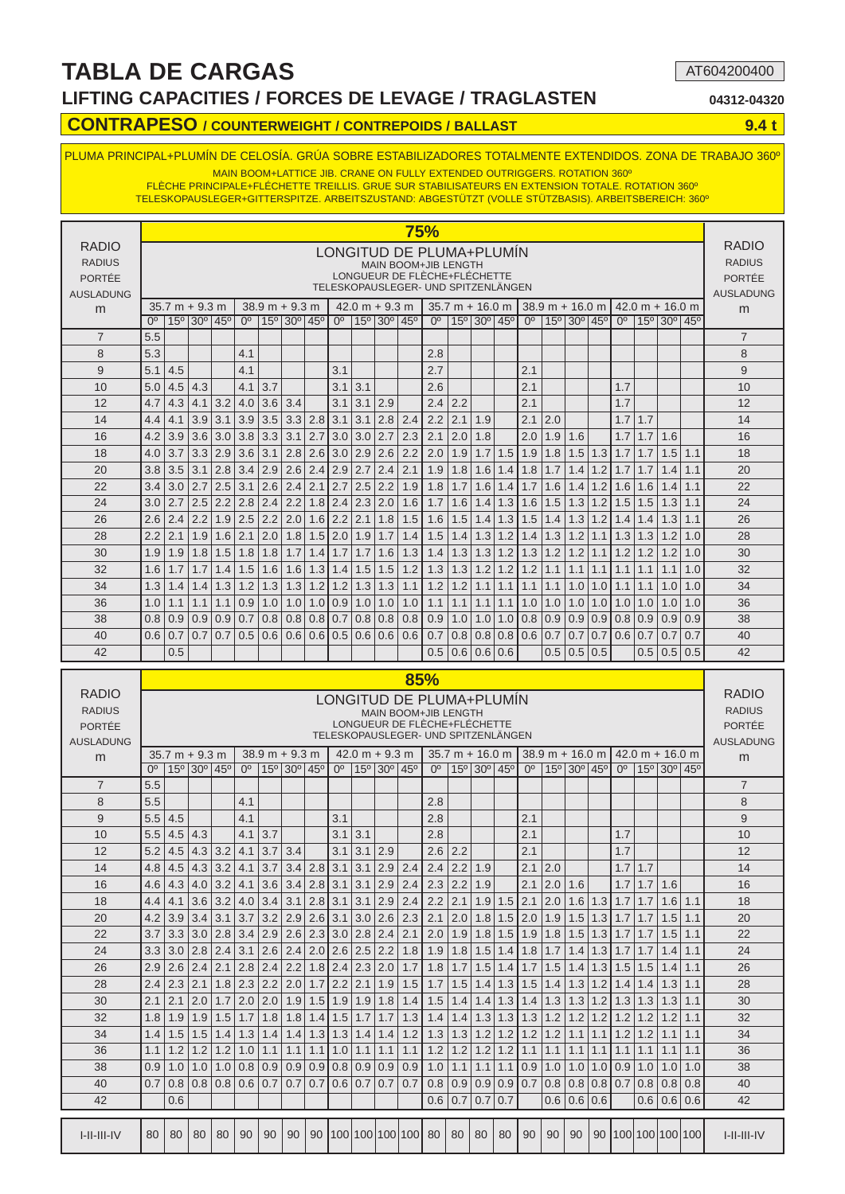# TABLA DE CARGAS

AT604200400

## LIFTING CAPACITIES / FORCES DE LEVAGE / TRAGLASTEN

**04312-04320**

## CONTRAPESO / COUNTERWEIGHT / CONTREPOIDS / BALLAST

**9.4 t**

PLUMA PRINCIPAL+PLUMÍN DE CELOSÍA. GRÚA SOBRE ESTABILIZADORES TOTALMENTE EXTENDIDOS. ZONA DE TRABAJO 360º
MAIN BOOM+LATTICE JIB. CRANE ON FULLY EXTENDED OUTRIGGERS. ROTATION 360º
FLÈCHE PRINCIPALE+FLÉCHETTE TREILLIS. GRUE SUR STABILISATEURS EN EXTENSION TOTALE. ROTATION 360º
TELESKOPAUSLEGER+GITTERSPITZE. ARBEITSZUSTAND: ABGESTÜTZT (VOLLE STÜTZBASIS). ARBEITSBEREICH: 360º

**75%**

| RADIO / RADIUS / PORTÉE / AUSLADUNG m | 35.7 m + 9.3 m 0º | 15º | 30º | 45º | 38.9 m + 9.3 m 0º | 15º | 30º | 45º | 42.0 m + 9.3 m 0º | 15º | 30º | 45º | 35.7 m + 16.0 m 0º | 15º | 30º | 45º | 38.9 m + 16.0 m 0º | 15º | 30º | 45º | 42.0 m + 16.0 m 0º | 15º | 30º | 45º | RADIO / RADIUS / PORTÉE / AUSLADUNG m |
|---|---|---|---|---|---|---|---|---|---|---|---|---|---|---|---|---|---|---|---|---|---|---|---|---|---|
| 7 | 5.5 | | | | | | | | | | | | | | | | | | | | | | | | 7 |
| 8 | 5.3 | | | | 4.1 | | | | | | | | 2.8 | | | | | | | | | | | | 8 |
| 9 | 5.1 | 4.5 | | | 4.1 | | | | 3.1 | | | | 2.7 | | | | 2.1 | | | | | | | | 9 |
| 10 | 5.0 | 4.5 | 4.3 | | 4.1 | 3.7 | | | 3.1 | 3.1 | | | 2.6 | | | | 2.1 | | | | 1.7 | | | | 10 |
| 12 | 4.7 | 4.3 | 4.1 | 3.2 | 4.0 | 3.6 | 3.4 | | 3.1 | 3.1 | 2.9 | | 2.4 | 2.2 | | | 2.1 | | | | 1.7 | | | | 12 |
| 14 | 4.4 | 4.1 | 3.9 | 3.1 | 3.9 | 3.5 | 3.3 | 2.8 | 3.1 | 3.1 | 2.8 | 2.4 | 2.2 | 2.1 | 1.9 | | 2.1 | 2.0 | | | 1.7 | 1.7 | | | 14 |
| 16 | 4.2 | 3.9 | 3.6 | 3.0 | 3.8 | 3.3 | 3.1 | 2.7 | 3.0 | 3.0 | 2.7 | 2.3 | 2.1 | 2.0 | 1.8 | | 2.0 | 1.9 | 1.6 | | 1.7 | 1.7 | 1.6 | | 16 |
| 18 | 4.0 | 3.7 | 3.3 | 2.9 | 3.6 | 3.1 | 2.8 | 2.6 | 3.0 | 2.9 | 2.6 | 2.2 | 2.0 | 1.9 | 1.7 | 1.5 | 1.9 | 1.8 | 1.5 | 1.3 | 1.7 | 1.7 | 1.5 | 1.1 | 18 |
| 20 | 3.8 | 3.5 | 3.1 | 2.8 | 3.4 | 2.9 | 2.6 | 2.4 | 2.9 | 2.7 | 2.4 | 2.1 | 1.9 | 1.8 | 1.6 | 1.4 | 1.8 | 1.7 | 1.4 | 1.2 | 1.7 | 1.7 | 1.4 | 1.1 | 20 |
| 22 | 3.4 | 3.0 | 2.7 | 2.5 | 3.1 | 2.6 | 2.4 | 2.1 | 2.7 | 2.5 | 2.2 | 1.9 | 1.8 | 1.7 | 1.6 | 1.4 | 1.7 | 1.6 | 1.4 | 1.2 | 1.6 | 1.6 | 1.4 | 1.1 | 22 |
| 24 | 3.0 | 2.7 | 2.5 | 2.2 | 2.8 | 2.4 | 2.2 | 1.8 | 2.4 | 2.3 | 2.0 | 1.6 | 1.7 | 1.6 | 1.4 | 1.3 | 1.6 | 1.5 | 1.3 | 1.2 | 1.5 | 1.5 | 1.3 | 1.1 | 24 |
| 26 | 2.6 | 2.4 | 2.2 | 1.9 | 2.5 | 2.2 | 2.0 | 1.6 | 2.2 | 2.1 | 1.8 | 1.5 | 1.6 | 1.5 | 1.4 | 1.3 | 1.5 | 1.4 | 1.3 | 1.2 | 1.4 | 1.4 | 1.3 | 1.1 | 26 |
| 28 | 2.2 | 2.1 | 1.9 | 1.6 | 2.1 | 2.0 | 1.8 | 1.5 | 2.0 | 1.9 | 1.7 | 1.4 | 1.5 | 1.4 | 1.3 | 1.2 | 1.4 | 1.3 | 1.2 | 1.1 | 1.3 | 1.3 | 1.2 | 1.0 | 28 |
| 30 | 1.9 | 1.9 | 1.8 | 1.5 | 1.8 | 1.8 | 1.7 | 1.4 | 1.7 | 1.7 | 1.6 | 1.3 | 1.4 | 1.3 | 1.3 | 1.2 | 1.3 | 1.2 | 1.2 | 1.1 | 1.2 | 1.2 | 1.2 | 1.0 | 30 |
| 32 | 1.6 | 1.7 | 1.7 | 1.4 | 1.5 | 1.6 | 1.6 | 1.3 | 1.4 | 1.5 | 1.5 | 1.2 | 1.3 | 1.3 | 1.2 | 1.2 | 1.2 | 1.1 | 1.1 | 1.1 | 1.1 | 1.1 | 1.1 | 1.0 | 32 |
| 34 | 1.3 | 1.4 | 1.4 | 1.3 | 1.2 | 1.3 | 1.3 | 1.2 | 1.2 | 1.3 | 1.3 | 1.1 | 1.2 | 1.2 | 1.1 | 1.1 | 1.1 | 1.1 | 1.0 | 1.0 | 1.1 | 1.1 | 1.0 | 1.0 | 34 |
| 36 | 1.0 | 1.1 | 1.1 | 1.1 | 0.9 | 1.0 | 1.0 | 1.0 | 0.9 | 1.0 | 1.0 | 1.0 | 1.1 | 1.1 | 1.1 | 1.1 | 1.0 | 1.0 | 1.0 | 1.0 | 1.0 | 1.0 | 1.0 | 1.0 | 36 |
| 38 | 0.8 | 0.9 | 0.9 | 0.9 | 0.7 | 0.8 | 0.8 | 0.8 | 0.7 | 0.8 | 0.8 | 0.8 | 0.9 | 1.0 | 1.0 | 1.0 | 0.8 | 0.9 | 0.9 | 0.9 | 0.8 | 0.9 | 0.9 | 0.9 | 38 |
| 40 | 0.6 | 0.7 | 0.7 | 0.7 | 0.5 | 0.6 | 0.6 | 0.6 | 0.5 | 0.6 | 0.6 | 0.6 | 0.7 | 0.8 | 0.8 | 0.8 | 0.6 | 0.7 | 0.7 | 0.7 | 0.6 | 0.7 | 0.7 | 0.7 | 40 |
| 42 | | 0.5 | | | | | | | | | | | 0.5 | 0.6 | 0.6 | 0.6 | | 0.5 | 0.5 | 0.5 | | 0.5 | 0.5 | 0.5 | 42 |

LONGITUD DE PLUMA+PLUMÍN / MAIN BOOM+JIB LENGTH / LONGUEUR DE FLÈCHE+FLÉCHETTE / TELESKOPAUSLEGER- UND SPITZENLÄNGEN

**85%**

| RADIO / RADIUS / PORTÉE / AUSLADUNG m | 35.7 m + 9.3 m 0º | 15º | 30º | 45º | 38.9 m + 9.3 m 0º | 15º | 30º | 45º | 42.0 m + 9.3 m 0º | 15º | 30º | 45º | 35.7 m + 16.0 m 0º | 15º | 30º | 45º | 38.9 m + 16.0 m 0º | 15º | 30º | 45º | 42.0 m + 16.0 m 0º | 15º | 30º | 45º | RADIO / RADIUS / PORTÉE / AUSLADUNG m |
|---|---|---|---|---|---|---|---|---|---|---|---|---|---|---|---|---|---|---|---|---|---|---|---|---|---|
| 7 | 5.5 | | | | | | | | | | | | | | | | | | | | | | | | 7 |
| 8 | 5.5 | | | | 4.1 | | | | | | | | 2.8 | | | | | | | | | | | | 8 |
| 9 | 5.5 | 4.5 | | | 4.1 | | | | 3.1 | | | | 2.8 | | | | 2.1 | | | | | | | | 9 |
| 10 | 5.5 | 4.5 | 4.3 | | 4.1 | 3.7 | | | 3.1 | 3.1 | | | 2.8 | | | | 2.1 | | | | 1.7 | | | | 10 |
| 12 | 5.2 | 4.5 | 4.3 | 3.2 | 4.1 | 3.7 | 3.4 | | 3.1 | 3.1 | 2.9 | | 2.6 | 2.2 | | | 2.1 | | | | 1.7 | | | | 12 |
| 14 | 4.8 | 4.5 | 4.3 | 3.2 | 4.1 | 3.7 | 3.4 | 2.8 | 3.1 | 3.1 | 2.9 | 2.4 | 2.4 | 2.2 | 1.9 | | 2.1 | 2.0 | | | 1.7 | 1.7 | | | 14 |
| 16 | 4.6 | 4.3 | 4.0 | 3.2 | 4.1 | 3.6 | 3.4 | 2.8 | 3.1 | 3.1 | 2.9 | 2.4 | 2.3 | 2.2 | 1.9 | | 2.1 | 2.0 | 1.6 | | 1.7 | 1.7 | 1.6 | | 16 |
| 18 | 4.4 | 4.1 | 3.6 | 3.2 | 4.0 | 3.4 | 3.1 | 2.8 | 3.1 | 3.1 | 2.9 | 2.4 | 2.2 | 2.1 | 1.9 | 1.5 | 2.1 | 2.0 | 1.6 | 1.3 | 1.7 | 1.7 | 1.6 | 1.1 | 18 |
| 20 | 4.2 | 3.9 | 3.4 | 3.1 | 3.7 | 3.2 | 2.9 | 2.6 | 3.1 | 3.0 | 2.6 | 2.3 | 2.1 | 2.0 | 1.8 | 1.5 | 2.0 | 1.9 | 1.5 | 1.3 | 1.7 | 1.7 | 1.5 | 1.1 | 20 |
| 22 | 3.7 | 3.3 | 3.0 | 2.8 | 3.4 | 2.9 | 2.6 | 2.3 | 3.0 | 2.8 | 2.4 | 2.1 | 2.0 | 1.9 | 1.8 | 1.5 | 1.9 | 1.8 | 1.5 | 1.3 | 1.7 | 1.7 | 1.5 | 1.1 | 22 |
| 24 | 3.3 | 3.0 | 2.8 | 2.4 | 3.1 | 2.6 | 2.4 | 2.0 | 2.6 | 2.5 | 2.2 | 1.8 | 1.9 | 1.8 | 1.5 | 1.4 | 1.8 | 1.7 | 1.4 | 1.3 | 1.7 | 1.7 | 1.4 | 1.1 | 24 |
| 26 | 2.9 | 2.6 | 2.4 | 2.1 | 2.8 | 2.4 | 2.2 | 1.8 | 2.4 | 2.3 | 2.0 | 1.7 | 1.8 | 1.7 | 1.5 | 1.4 | 1.7 | 1.5 | 1.4 | 1.3 | 1.5 | 1.5 | 1.4 | 1.1 | 26 |
| 28 | 2.4 | 2.3 | 2.1 | 1.8 | 2.3 | 2.2 | 2.0 | 1.7 | 2.2 | 2.1 | 1.9 | 1.5 | 1.7 | 1.5 | 1.4 | 1.3 | 1.5 | 1.4 | 1.3 | 1.2 | 1.4 | 1.4 | 1.3 | 1.1 | 28 |
| 30 | 2.1 | 2.1 | 2.0 | 1.7 | 2.0 | 2.0 | 1.9 | 1.5 | 1.9 | 1.9 | 1.8 | 1.4 | 1.5 | 1.4 | 1.4 | 1.3 | 1.4 | 1.3 | 1.3 | 1.2 | 1.3 | 1.3 | 1.3 | 1.1 | 30 |
| 32 | 1.8 | 1.9 | 1.9 | 1.5 | 1.7 | 1.8 | 1.8 | 1.4 | 1.5 | 1.7 | 1.7 | 1.3 | 1.4 | 1.4 | 1.3 | 1.3 | 1.3 | 1.2 | 1.2 | 1.2 | 1.2 | 1.2 | 1.2 | 1.1 | 32 |
| 34 | 1.4 | 1.5 | 1.5 | 1.4 | 1.3 | 1.4 | 1.4 | 1.3 | 1.3 | 1.4 | 1.4 | 1.2 | 1.3 | 1.3 | 1.2 | 1.2 | 1.2 | 1.2 | 1.1 | 1.1 | 1.2 | 1.2 | 1.1 | 1.1 | 34 |
| 36 | 1.1 | 1.2 | 1.2 | 1.2 | 1.0 | 1.1 | 1.1 | 1.1 | 1.0 | 1.1 | 1.1 | 1.1 | 1.2 | 1.2 | 1.2 | 1.2 | 1.1 | 1.1 | 1.1 | 1.1 | 1.1 | 1.1 | 1.1 | 1.1 | 36 |
| 38 | 0.9 | 1.0 | 1.0 | 1.0 | 0.8 | 0.9 | 0.9 | 0.9 | 0.8 | 0.9 | 0.9 | 0.9 | 1.0 | 1.1 | 1.1 | 1.1 | 0.9 | 1.0 | 1.0 | 1.0 | 0.9 | 1.0 | 1.0 | 1.0 | 38 |
| 40 | 0.7 | 0.8 | 0.8 | 0.8 | 0.6 | 0.7 | 0.7 | 0.7 | 0.6 | 0.7 | 0.7 | 0.7 | 0.8 | 0.9 | 0.9 | 0.9 | 0.7 | 0.8 | 0.8 | 0.8 | 0.7 | 0.8 | 0.8 | 0.8 | 40 |
| 42 | | 0.6 | | | | | | | | | | | 0.6 | 0.7 | 0.7 | 0.7 | | 0.6 | 0.6 | 0.6 | | 0.6 | 0.6 | 0.6 | 42 |
| I-II-III-IV | 80 | 80 | 80 | 80 | 90 | 90 | 90 | 90 | 100 | 100 | 100 | 100 | 80 | 80 | 80 | 80 | 90 | 90 | 90 | 90 | 100 | 100 | 100 | 100 | I-II-III-IV |

LONGITUD DE PLUMA+PLUMÍN / MAIN BOOM+JIB LENGTH / LONGUEUR DE FLÈCHE+FLÉCHETTE / TELESKOPAUSLEGER- UND SPITZENLÄNGEN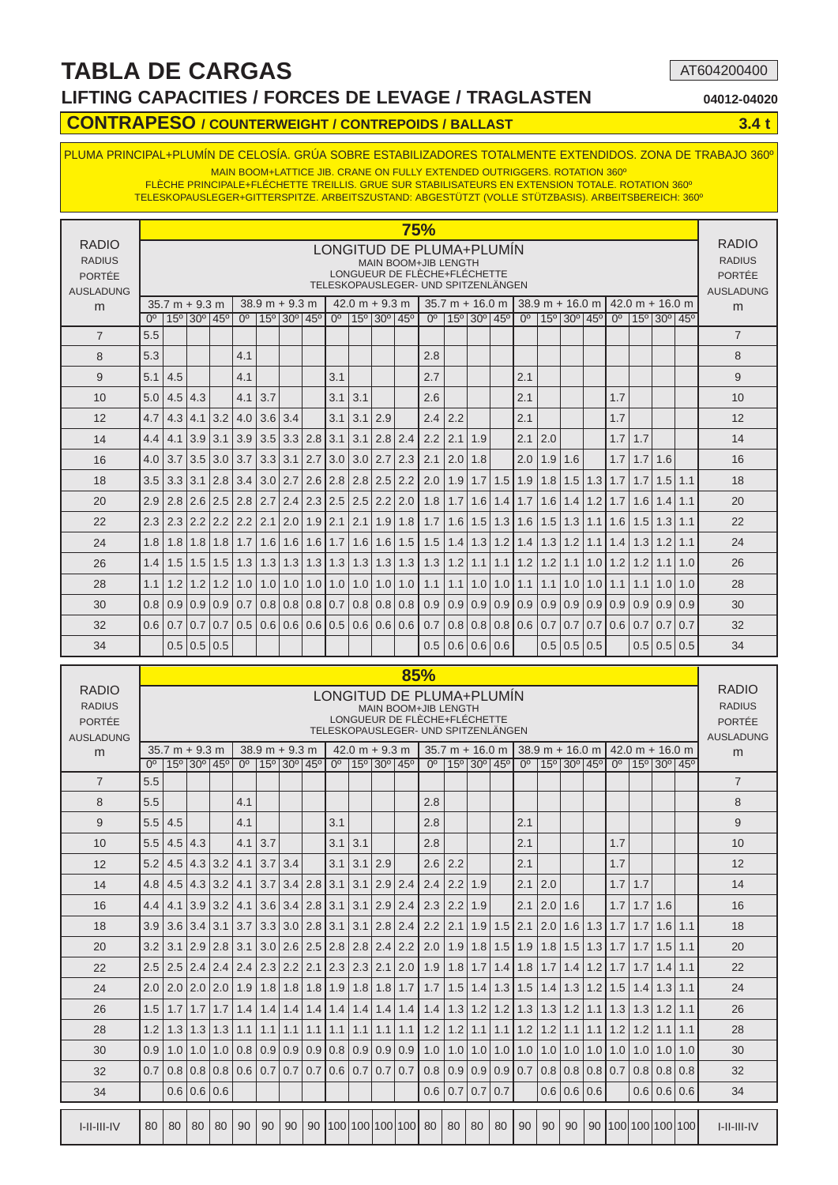# TABLA DE CARGAS

AT604200400

## LIFTING CAPACITIES / FORCES DE LEVAGE / TRAGLASTEN

04012-04020

### CONTRAPESO / COUNTERWEIGHT / CONTREPOIDS / BALLAST — 3.4 t

PLUMA PRINCIPAL+PLUMÍN DE CELOSÍA. GRÚA SOBRE ESTABILIZADORES TOTALMENTE EXTENDIDOS. ZONA DE TRABAJO 360º
MAIN BOOM+LATTICE JIB. CRANE ON FULLY EXTENDED OUTRIGGERS. ROTATION 360º
FLÈCHE PRINCIPALE+FLÉCHETTE TREILLIS. GRUE SUR STABILISATEURS EN EXTENSION TOTALE. ROTATION 360º
TELESKOPAUSLEGER+GITTERSPITZE. ARBEITSZUSTAND: ABGESTÜTZT (VOLLE STÜTZBASIS). ARBEITSBEREICH: 360º

**75%**

| RADIO / RADIUS / PORTÉE / AUSLADUNG m | LONGITUD DE PLUMA+PLUMÍN / MAIN BOOM+JIB LENGTH / LONGUEUR DE FLÈCHE+FLÉCHETTE / TELESKOPAUSLEGER- UND SPITZENLÄNGEN | | | | | | | | | | | | | | | | | | | | | | | | RADIO / RADIUS / PORTÉE / AUSLADUNG m |
|---|---|---|---|---|---|---|---|---|---|---|---|---|---|---|---|---|---|---|---|---|---|---|---|---|---|
| | 35.7 m + 9.3 m | | | | 38.9 m + 9.3 m | | | | 42.0 m + 9.3 m | | | | 35.7 m + 16.0 m | | | | 38.9 m + 16.0 m | | | | 42.0 m + 16.0 m | | | | |
| | 0º | 15º | 30º | 45º | 0º | 15º | 30º | 45º | 0º | 15º | 30º | 45º | 0º | 15º | 30º | 45º | 0º | 15º | 30º | 45º | 0º | 15º | 30º | 45º | |
| 7 | 5.5 | | | | | | | | | | | | | | | | | | | | | | | | 7 |
| 8 | 5.3 | | | | 4.1 | | | | | | | | 2.8 | | | | | | | | | | | | 8 |
| 9 | 5.1 | 4.5 | | | 4.1 | | | | 3.1 | | | | 2.7 | | | | 2.1 | | | | | | | | 9 |
| 10 | 5.0 | 4.5 | 4.3 | | 4.1 | 3.7 | | | 3.1 | 3.1 | | | 2.6 | | | | 2.1 | | | | 1.7 | | | | 10 |
| 12 | 4.7 | 4.3 | 4.1 | 3.2 | 4.0 | 3.6 | 3.4 | | 3.1 | 3.1 | 2.9 | | 2.4 | 2.2 | | | 2.1 | | | | 1.7 | | | | 12 |
| 14 | 4.4 | 4.1 | 3.9 | 3.1 | 3.9 | 3.5 | 3.3 | 2.8 | 3.1 | 3.1 | 2.8 | 2.4 | 2.2 | 2.1 | 1.9 | | 2.1 | 2.0 | | | 1.7 | 1.7 | | | 14 |
| 16 | 4.0 | 3.7 | 3.5 | 3.0 | 3.7 | 3.3 | 3.1 | 2.7 | 3.0 | 3.0 | 2.7 | 2.3 | 2.1 | 2.0 | 1.8 | | 2.0 | 1.9 | 1.6 | | 1.7 | 1.7 | 1.6 | | 16 |
| 18 | 3.5 | 3.3 | 3.1 | 2.8 | 3.4 | 3.0 | 2.7 | 2.6 | 2.8 | 2.8 | 2.5 | 2.2 | 2.0 | 1.9 | 1.7 | 1.5 | 1.9 | 1.8 | 1.5 | 1.3 | 1.7 | 1.7 | 1.5 | 1.1 | 18 |
| 20 | 2.9 | 2.8 | 2.6 | 2.5 | 2.8 | 2.7 | 2.4 | 2.3 | 2.5 | 2.5 | 2.2 | 2.0 | 1.8 | 1.7 | 1.6 | 1.4 | 1.7 | 1.6 | 1.4 | 1.2 | 1.7 | 1.6 | 1.4 | 1.1 | 20 |
| 22 | 2.3 | 2.3 | 2.2 | 2.2 | 2.2 | 2.1 | 2.0 | 1.9 | 2.1 | 2.1 | 1.9 | 1.8 | 1.7 | 1.6 | 1.5 | 1.3 | 1.6 | 1.5 | 1.3 | 1.1 | 1.6 | 1.5 | 1.3 | 1.1 | 22 |
| 24 | 1.8 | 1.8 | 1.8 | 1.8 | 1.7 | 1.6 | 1.6 | 1.6 | 1.7 | 1.6 | 1.6 | 1.5 | 1.5 | 1.4 | 1.3 | 1.2 | 1.4 | 1.3 | 1.2 | 1.1 | 1.4 | 1.3 | 1.2 | 1.1 | 24 |
| 26 | 1.4 | 1.5 | 1.5 | 1.5 | 1.3 | 1.3 | 1.3 | 1.3 | 1.3 | 1.3 | 1.3 | 1.3 | 1.3 | 1.2 | 1.1 | 1.1 | 1.2 | 1.2 | 1.1 | 1.0 | 1.2 | 1.2 | 1.1 | 1.0 | 26 |
| 28 | 1.1 | 1.2 | 1.2 | 1.2 | 1.0 | 1.0 | 1.0 | 1.0 | 1.0 | 1.0 | 1.0 | 1.0 | 1.1 | 1.1 | 1.0 | 1.0 | 1.1 | 1.1 | 1.0 | 1.0 | 1.1 | 1.1 | 1.0 | 1.0 | 28 |
| 30 | 0.8 | 0.9 | 0.9 | 0.9 | 0.7 | 0.8 | 0.8 | 0.8 | 0.7 | 0.8 | 0.8 | 0.8 | 0.9 | 0.9 | 0.9 | 0.9 | 0.9 | 0.9 | 0.9 | 0.9 | 0.9 | 0.9 | 0.9 | 0.9 | 30 |
| 32 | 0.6 | 0.7 | 0.7 | 0.7 | 0.5 | 0.6 | 0.6 | 0.6 | 0.5 | 0.6 | 0.6 | 0.6 | 0.7 | 0.8 | 0.8 | 0.8 | 0.6 | 0.7 | 0.7 | 0.7 | 0.6 | 0.7 | 0.7 | 0.7 | 32 |
| 34 | | 0.5 | 0.5 | 0.5 | | | | | | | | | 0.5 | 0.6 | 0.6 | 0.6 | | 0.5 | 0.5 | 0.5 | | 0.5 | 0.5 | 0.5 | 34 |

**85%**

| RADIO / RADIUS / PORTÉE / AUSLADUNG m | LONGITUD DE PLUMA+PLUMÍN / MAIN BOOM+JIB LENGTH / LONGUEUR DE FLÈCHE+FLÉCHETTE / TELESKOPAUSLEGER- UND SPITZENLÄNGEN | | | | | | | | | | | | | | | | | | | | | | | | RADIO / RADIUS / PORTÉE / AUSLADUNG m |
|---|---|---|---|---|---|---|---|---|---|---|---|---|---|---|---|---|---|---|---|---|---|---|---|---|---|
| | 35.7 m + 9.3 m | | | | 38.9 m + 9.3 m | | | | 42.0 m + 9.3 m | | | | 35.7 m + 16.0 m | | | | 38.9 m + 16.0 m | | | | 42.0 m + 16.0 m | | | | |
| | 0º | 15º | 30º | 45º | 0º | 15º | 30º | 45º | 0º | 15º | 30º | 45º | 0º | 15º | 30º | 45º | 0º | 15º | 30º | 45º | 0º | 15º | 30º | 45º | |
| 7 | 5.5 | | | | | | | | | | | | | | | | | | | | | | | | 7 |
| 8 | 5.5 | | | | 4.1 | | | | | | | | 2.8 | | | | | | | | | | | | 8 |
| 9 | 5.5 | 4.5 | | | 4.1 | | | | 3.1 | | | | 2.8 | | | | 2.1 | | | | | | | | 9 |
| 10 | 5.5 | 4.5 | 4.3 | | 4.1 | 3.7 | | | 3.1 | 3.1 | | | 2.8 | | | | 2.1 | | | | 1.7 | | | | 10 |
| 12 | 5.2 | 4.5 | 4.3 | 3.2 | 4.1 | 3.7 | 3.4 | | 3.1 | 3.1 | 2.9 | | 2.6 | 2.2 | | | 2.1 | | | | 1.7 | | | | 12 |
| 14 | 4.8 | 4.5 | 4.3 | 3.2 | 4.1 | 3.7 | 3.4 | 2.8 | 3.1 | 3.1 | 2.9 | 2.4 | 2.4 | 2.2 | 1.9 | | 2.1 | 2.0 | | | 1.7 | 1.7 | | | 14 |
| 16 | 4.4 | 4.1 | 3.9 | 3.2 | 4.1 | 3.6 | 3.4 | 2.8 | 3.1 | 3.1 | 2.9 | 2.4 | 2.3 | 2.2 | 1.9 | | 2.1 | 2.0 | 1.6 | | 1.7 | 1.7 | 1.6 | | 16 |
| 18 | 3.9 | 3.6 | 3.4 | 3.1 | 3.7 | 3.3 | 3.0 | 2.8 | 3.1 | 3.1 | 2.8 | 2.4 | 2.2 | 2.1 | 1.9 | 1.5 | 2.1 | 2.0 | 1.6 | 1.3 | 1.7 | 1.7 | 1.6 | 1.1 | 18 |
| 20 | 3.2 | 3.1 | 2.9 | 2.8 | 3.1 | 3.0 | 2.6 | 2.5 | 2.8 | 2.8 | 2.4 | 2.2 | 2.0 | 1.9 | 1.8 | 1.5 | 1.9 | 1.8 | 1.5 | 1.3 | 1.7 | 1.7 | 1.5 | 1.1 | 20 |
| 22 | 2.5 | 2.5 | 2.4 | 2.4 | 2.4 | 2.3 | 2.2 | 2.1 | 2.3 | 2.3 | 2.1 | 2.0 | 1.9 | 1.8 | 1.7 | 1.4 | 1.8 | 1.7 | 1.4 | 1.2 | 1.7 | 1.7 | 1.4 | 1.1 | 22 |
| 24 | 2.0 | 2.0 | 2.0 | 2.0 | 1.9 | 1.8 | 1.8 | 1.8 | 1.9 | 1.8 | 1.8 | 1.7 | 1.7 | 1.5 | 1.4 | 1.3 | 1.5 | 1.4 | 1.3 | 1.2 | 1.5 | 1.4 | 1.3 | 1.1 | 24 |
| 26 | 1.5 | 1.7 | 1.7 | 1.7 | 1.4 | 1.4 | 1.4 | 1.4 | 1.4 | 1.4 | 1.4 | 1.4 | 1.4 | 1.3 | 1.2 | 1.2 | 1.3 | 1.3 | 1.2 | 1.1 | 1.3 | 1.3 | 1.2 | 1.1 | 26 |
| 28 | 1.2 | 1.3 | 1.3 | 1.3 | 1.1 | 1.1 | 1.1 | 1.1 | 1.1 | 1.1 | 1.1 | 1.1 | 1.2 | 1.2 | 1.1 | 1.1 | 1.2 | 1.2 | 1.1 | 1.1 | 1.2 | 1.2 | 1.1 | 1.1 | 28 |
| 30 | 0.9 | 1.0 | 1.0 | 1.0 | 0.8 | 0.9 | 0.9 | 0.9 | 0.8 | 0.9 | 0.9 | 0.9 | 1.0 | 1.0 | 1.0 | 1.0 | 1.0 | 1.0 | 1.0 | 1.0 | 1.0 | 1.0 | 1.0 | 1.0 | 30 |
| 32 | 0.7 | 0.8 | 0.8 | 0.8 | 0.6 | 0.7 | 0.7 | 0.7 | 0.6 | 0.7 | 0.7 | 0.7 | 0.8 | 0.9 | 0.9 | 0.9 | 0.7 | 0.8 | 0.8 | 0.8 | 0.7 | 0.8 | 0.8 | 0.8 | 32 |
| 34 | | 0.6 | 0.6 | 0.6 | | | | | | | | | 0.6 | 0.7 | 0.7 | 0.7 | | 0.6 | 0.6 | 0.6 | | 0.6 | 0.6 | 0.6 | 34 |
| I-II-III-IV | 80 | 80 | 80 | 80 | 90 | 90 | 90 | 90 | 100 | 100 | 100 | 100 | 80 | 80 | 80 | 80 | 90 | 90 | 90 | 90 | 100 | 100 | 100 | 100 | I-II-III-IV |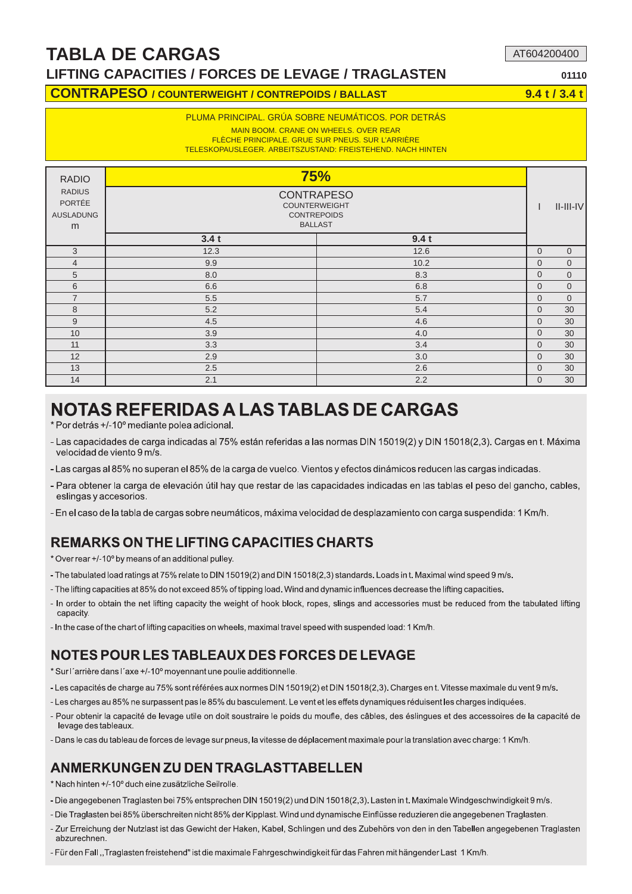# TABLA DE CARGAS

AT604200400

## LIFTING CAPACITIES / FORCES DE LEVAGE / TRAGLASTEN

01110

**CONTRAPESO / COUNTERWEIGHT / CONTREPOIDS / BALLAST** **9.4 t / 3.4 t**

PLUMA PRINCIPAL. GRÚA SOBRE NEUMÁTICOS. POR DETRÁS
MAIN BOOM. CRANE ON WHEELS. OVER REAR
FLÈCHE PRINCIPALE. GRUE SUR PNEUS. SUR L'ARRIÈRE
TELESKOPAUSLEGER. ARBEITSZUSTAND: FREISTEHEND. NACH HINTEN

| RADIO<br>RADIUS<br>PORTÉE<br>AUSLADUNG<br>m | 75% | | I | II-III-IV |
|---|---|---|---|---|
| | CONTRAPESO<br>COUNTERWEIGHT<br>CONTREPOIDS<br>BALLAST | | | |
| | **3.4 t** | **9.4 t** | | |
| 3 | 12.3 | 12.6 | 0 | 0 |
| 4 | 9.9 | 10.2 | 0 | 0 |
| 5 | 8.0 | 8.3 | 0 | 0 |
| 6 | 6.6 | 6.8 | 0 | 0 |
| 7 | 5.5 | 5.7 | 0 | 0 |
| 8 | 5.2 | 5.4 | 0 | 30 |
| 9 | 4.5 | 4.6 | 0 | 30 |
| 10 | 3.9 | 4.0 | 0 | 30 |
| 11 | 3.3 | 3.4 | 0 | 30 |
| 12 | 2.9 | 3.0 | 0 | 30 |
| 13 | 2.5 | 2.6 | 0 | 30 |
| 14 | 2.1 | 2.2 | 0 | 30 |

# NOTAS REFERIDAS A LAS TABLAS DE CARGAS

* Por detrás +/-10º mediante polea adicional.

- Las capacidades de carga indicadas al 75% están referidas a las normas DIN 15019(2) y DIN 15018(2,3). Cargas en t. Máxima velocidad de viento 9 m/s.
- Las cargas al 85% no superan el 85% de la carga de vuelco. Vientos y efectos dinámicos reducen las cargas indicadas.
- Para obtener la carga de elevación útil hay que restar de las capacidades indicadas en las tablas el peso del gancho, cables, eslingas y accesorios.
- En el caso de la tabla de cargas sobre neumáticos, máxima velocidad de desplazamiento con carga suspendida: 1 Km/h.

## REMARKS ON THE LIFTING CAPACITIES CHARTS

* Over rear +/-10º by means of an additional pulley.

- The tabulated load ratings at 75% relate to DIN 15019(2) and DIN 15018(2,3) standards. Loads in t. Maximal wind speed 9 m/s.
- The lifting capacities at 85% do not exceed 85% of tipping load. Wind and dynamic influences decrease the lifting capacities.
- In order to obtain the net lifting capacity the weight of hook block, ropes, slings and accessories must be reduced from the tabulated lifting capacity.
- In the case of the chart of lifting capacities on wheels, maximal travel speed with suspended load: 1 Km/h.

## NOTES POUR LES TABLEAUX DES FORCES DE LEVAGE

* Sur l´arrière dans l´axe +/-10º moyennant une poulie additionnelle.

- Les capacités de charge au 75% sont référées aux normes DIN 15019(2) et DIN 15018(2,3). Charges en t. Vitesse maximale du vent 9 m/s.
- Les charges au 85% ne surpassent pas le 85% du basculement. Le vent et les effets dynamiques réduisent les charges indiquées.
- Pour obtenir la capacité de levage utile on doit soustraire le poids du moufle, des câbles, des éslingues et des accessoires de la capacité de levage des tableaux.
- Dans le cas du tableau de forces de levage sur pneus, la vitesse de déplacement maximale pour la translation avec charge: 1 Km/h.

## ANMERKUNGEN ZU DEN TRAGLASTTABELLEN

* Nach hinten +/-10º duch eine zusätzliche Seilrolle.

- Die angegebenen Traglasten bei 75% entsprechen DIN 15019(2) und DIN 15018(2,3). Lasten in t. Maximale Windgeschwindigkeit 9 m/s.
- Die Traglasten bei 85% überschreiten nicht 85% der Kipplast. Wind und dynamische Einflüsse reduzieren die angegebenen Traglasten.
- Zur Erreichung der Nutzlast ist das Gewicht der Haken, Kabel, Schlingen und des Zubehörs von den in den Tabellen angegebenen Traglasten abzurechnen.
- Für den Fall „Traglasten freistehend" ist die maximale Fahrgeschwindigkeit für das Fahren mit hängender Last 1 Km/h.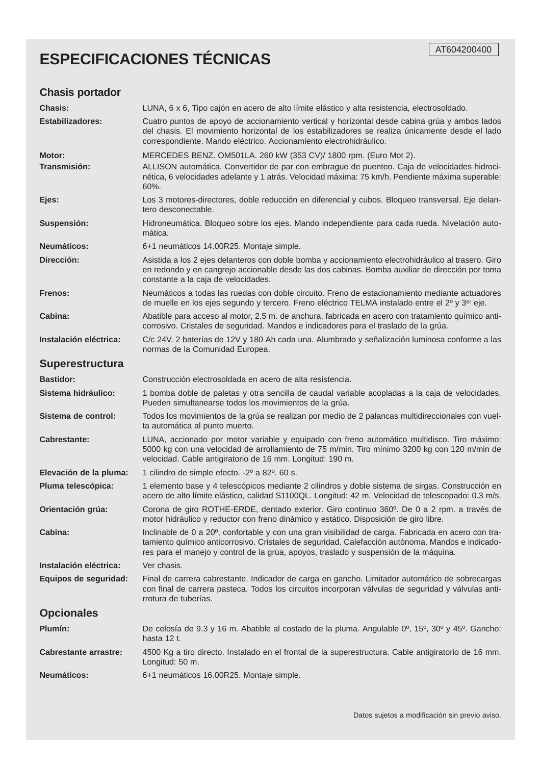AT604200400

# ESPECIFICACIONES TÉCNICAS

## Chasis portador

| | |
|---|---|
| **Chasis:** | LUNA, 6 x 6, Tipo cajón en acero de alto límite elástico y alta resistencia, electrosoldado. |
| **Estabilizadores:** | Cuatro puntos de apoyo de accionamiento vertical y horizontal desde cabina grúa y ambos lados del chasis. El movimiento horizontal de los estabilizadores se realiza únicamente desde el lado correspondiente. Mando eléctrico. Accionamiento electrohidráulico. |
| **Motor:** | MERCEDES BENZ. OM501LA. 260 kW (353 CV)/ 1800 rpm. (Euro Mot 2). |
| **Transmisión:** | ALLISON automática. Convertidor de par con embrague de puenteo. Caja de velocidades hidrocinética, 6 velocidades adelante y 1 atrás. Velocidad máxima: 75 km/h. Pendiente máxima superable: 60%. |
| **Ejes:** | Los 3 motores-directores, doble reducción en diferencial y cubos. Bloqueo transversal. Eje delantero desconectable. |
| **Suspensión:** | Hidroneumática. Bloqueo sobre los ejes. Mando independiente para cada rueda. Nivelación automática. |
| **Neumáticos:** | 6+1 neumáticos 14.00R25. Montaje simple. |
| **Dirección:** | Asistida a los 2 ejes delanteros con doble bomba y accionamiento electrohidráulico al trasero. Giro en redondo y en cangrejo accionable desde las dos cabinas. Bomba auxiliar de dirección por toma constante a la caja de velocidades. |
| **Frenos:** | Neumáticos a todas las ruedas con doble circuito. Freno de estacionamiento mediante actuadores de muelle en los ejes segundo y tercero. Freno eléctrico TELMA instalado entre el 2º y 3er eje. |
| **Cabina:** | Abatible para acceso al motor, 2.5 m. de anchura, fabricada en acero con tratamiento químico anticorrosivo. Cristales de seguridad. Mandos e indicadores para el traslado de la grúa. |
| **Instalación eléctrica:** | C/c 24V. 2 baterías de 12V y 180 Ah cada una. Alumbrado y señalización luminosa conforme a las normas de la Comunidad Europea. |

## Superestructura

| | |
|---|---|
| **Bastidor:** | Construcción electrosoldada en acero de alta resistencia. |
| **Sistema hidráulico:** | 1 bomba doble de paletas y otra sencilla de caudal variable acopladas a la caja de velocidades. Pueden simultanearse todos los movimientos de la grúa. |
| **Sistema de control:** | Todos los movimientos de la grúa se realizan por medio de 2 palancas multidireccionales con vuelta automática al punto muerto. |
| **Cabrestante:** | LUNA, accionado por motor variable y equipado con freno automático multidisco. Tiro máximo: 5000 kg con una velocidad de arrollamiento de 75 m/min. Tiro mínimo 3200 kg con 120 m/min de velocidad. Cable antigiratorio de 16 mm. Longitud: 190 m. |
| **Elevación de la pluma:** | 1 cilindro de simple efecto. -2º a 82º. 60 s. |
| **Pluma telescópica:** | 1 elemento base y 4 telescópicos mediante 2 cilindros y doble sistema de sirgas. Construcción en acero de alto límite elástico, calidad S1100QL. Longitud: 42 m. Velocidad de telescopado: 0.3 m/s. |
| **Orientación grúa:** | Corona de giro ROTHE-ERDE, dentado exterior. Giro continuo 360º. De 0 a 2 rpm. a través de motor hidráulico y reductor con freno dinámico y estático. Disposición de giro libre. |
| **Cabina:** | Inclinable de 0 a 20º, confortable y con una gran visibilidad de carga. Fabricada en acero con tratamiento químico anticorrosivo. Cristales de seguridad. Calefacción autónoma. Mandos e indicadores para el manejo y control de la grúa, apoyos, traslado y suspensión de la máquina. |
| **Instalación eléctrica:** | Ver chasis. |
| **Equipos de seguridad:** | Final de carrera cabrestante. Indicador de carga en gancho. Limitador automático de sobrecargas con final de carrera pasteca. Todos los circuitos incorporan válvulas de seguridad y válvulas antirrotura de tuberías. |

## Opcionales

| | |
|---|---|
| **Plumín:** | De celosía de 9.3 y 16 m. Abatible al costado de la pluma. Angulable 0º, 15º, 30º y 45º. Gancho: hasta 12 t. |
| **Cabrestante arrastre:** | 4500 Kg a tiro directo. Instalado en el frontal de la superestructura. Cable antigiratorio de 16 mm. Longitud: 50 m. |
| **Neumáticos:** | 6+1 neumáticos 16.00R25. Montaje simple. |

Datos sujetos a modificación sin previo aviso.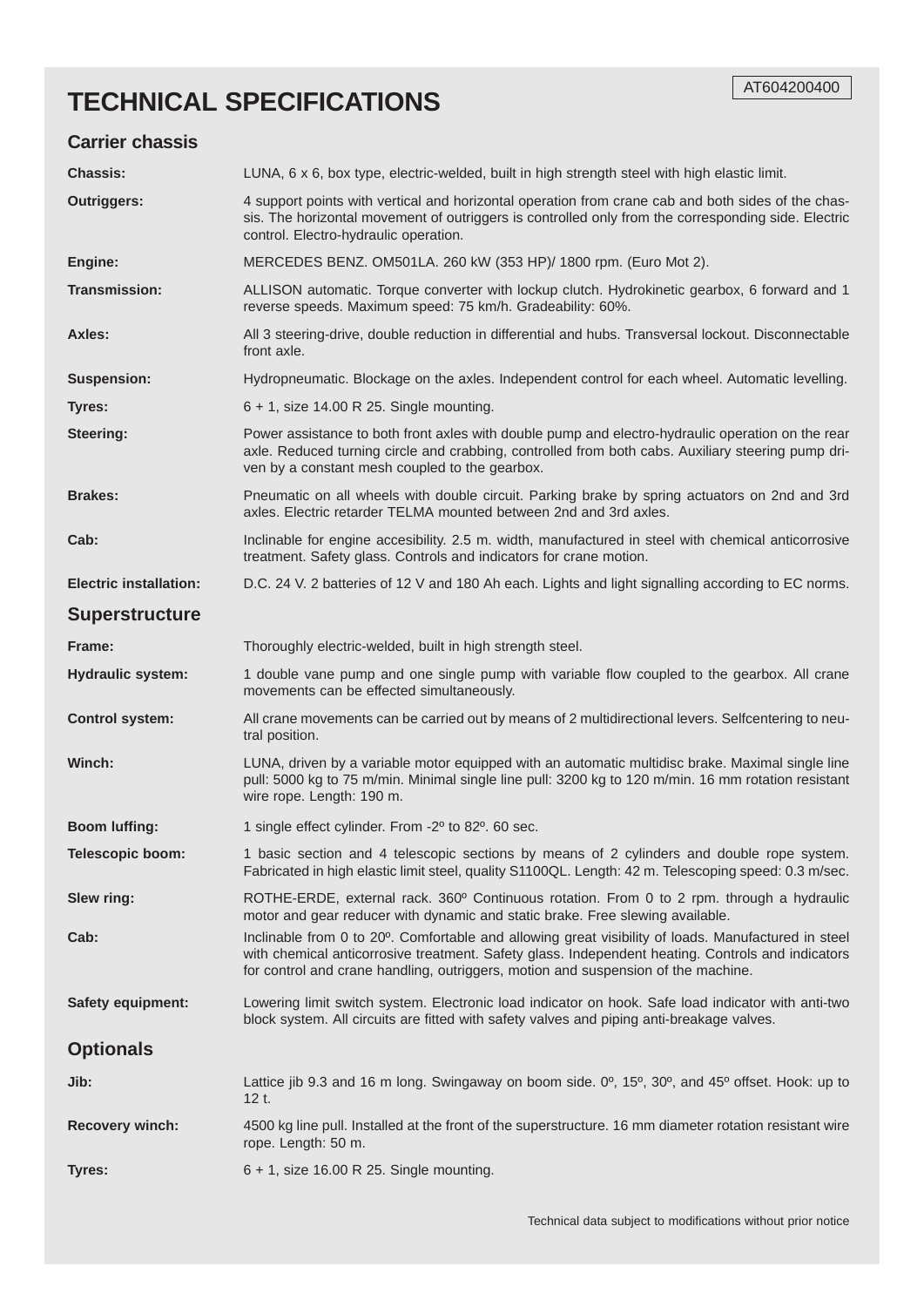AT604200400

# TECHNICAL SPECIFICATIONS

## Carrier chassis

**Chassis:** LUNA, 6 x 6, box type, electric-welded, built in high strength steel with high elastic limit.

**Outriggers:** 4 support points with vertical and horizontal operation from crane cab and both sides of the chassis. The horizontal movement of outriggers is controlled only from the corresponding side. Electric control. Electro-hydraulic operation.

**Engine:** MERCEDES BENZ. OM501LA. 260 kW (353 HP)/ 1800 rpm. (Euro Mot 2).

**Transmission:** ALLISON automatic. Torque converter with lockup clutch. Hydrokinetic gearbox, 6 forward and 1 reverse speeds. Maximum speed: 75 km/h. Gradeability: 60%.

**Axles:** All 3 steering-drive, double reduction in differential and hubs. Transversal lockout. Disconnectable front axle.

**Suspension:** Hydropneumatic. Blockage on the axles. Independent control for each wheel. Automatic levelling.

**Tyres:** 6 + 1, size 14.00 R 25. Single mounting.

**Steering:** Power assistance to both front axles with double pump and electro-hydraulic operation on the rear axle. Reduced turning circle and crabbing, controlled from both cabs. Auxiliary steering pump driven by a constant mesh coupled to the gearbox.

**Brakes:** Pneumatic on all wheels with double circuit. Parking brake by spring actuators on 2nd and 3rd axles. Electric retarder TELMA mounted between 2nd and 3rd axles.

**Cab:** Inclinable for engine accesibility. 2.5 m. width, manufactured in steel with chemical anticorrosive treatment. Safety glass. Controls and indicators for crane motion.

**Electric installation:** D.C. 24 V. 2 batteries of 12 V and 180 Ah each. Lights and light signalling according to EC norms.

## Superstructure

**Frame:** Thoroughly electric-welded, built in high strength steel.

**Hydraulic system:** 1 double vane pump and one single pump with variable flow coupled to the gearbox. All crane movements can be effected simultaneously.

**Control system:** All crane movements can be carried out by means of 2 multidirectional levers. Selfcentering to neutral position.

**Winch:** LUNA, driven by a variable motor equipped with an automatic multidisc brake. Maximal single line pull: 5000 kg to 75 m/min. Minimal single line pull: 3200 kg to 120 m/min. 16 mm rotation resistant wire rope. Length: 190 m.

**Boom luffing:** 1 single effect cylinder. From -2º to 82º. 60 sec.

**Telescopic boom:** 1 basic section and 4 telescopic sections by means of 2 cylinders and double rope system. Fabricated in high elastic limit steel, quality S1100QL. Length: 42 m. Telescoping speed: 0.3 m/sec.

**Slew ring:** ROTHE-ERDE, external rack. 360º Continuous rotation. From 0 to 2 rpm. through a hydraulic motor and gear reducer with dynamic and static brake. Free slewing available.

**Cab:** Inclinable from 0 to 20º. Comfortable and allowing great visibility of loads. Manufactured in steel with chemical anticorrosive treatment. Safety glass. Independent heating. Controls and indicators for control and crane handling, outriggers, motion and suspension of the machine.

**Safety equipment:** Lowering limit switch system. Electronic load indicator on hook. Safe load indicator with anti-two block system. All circuits are fitted with safety valves and piping anti-breakage valves.

## Optionals

**Jib:** Lattice jib 9.3 and 16 m long. Swingaway on boom side. 0º, 15º, 30º, and 45º offset. Hook: up to 12 t.

**Recovery winch:** 4500 kg line pull. Installed at the front of the superstructure. 16 mm diameter rotation resistant wire rope. Length: 50 m.

**Tyres:** 6 + 1, size 16.00 R 25. Single mounting.

Technical data subject to modifications without prior notice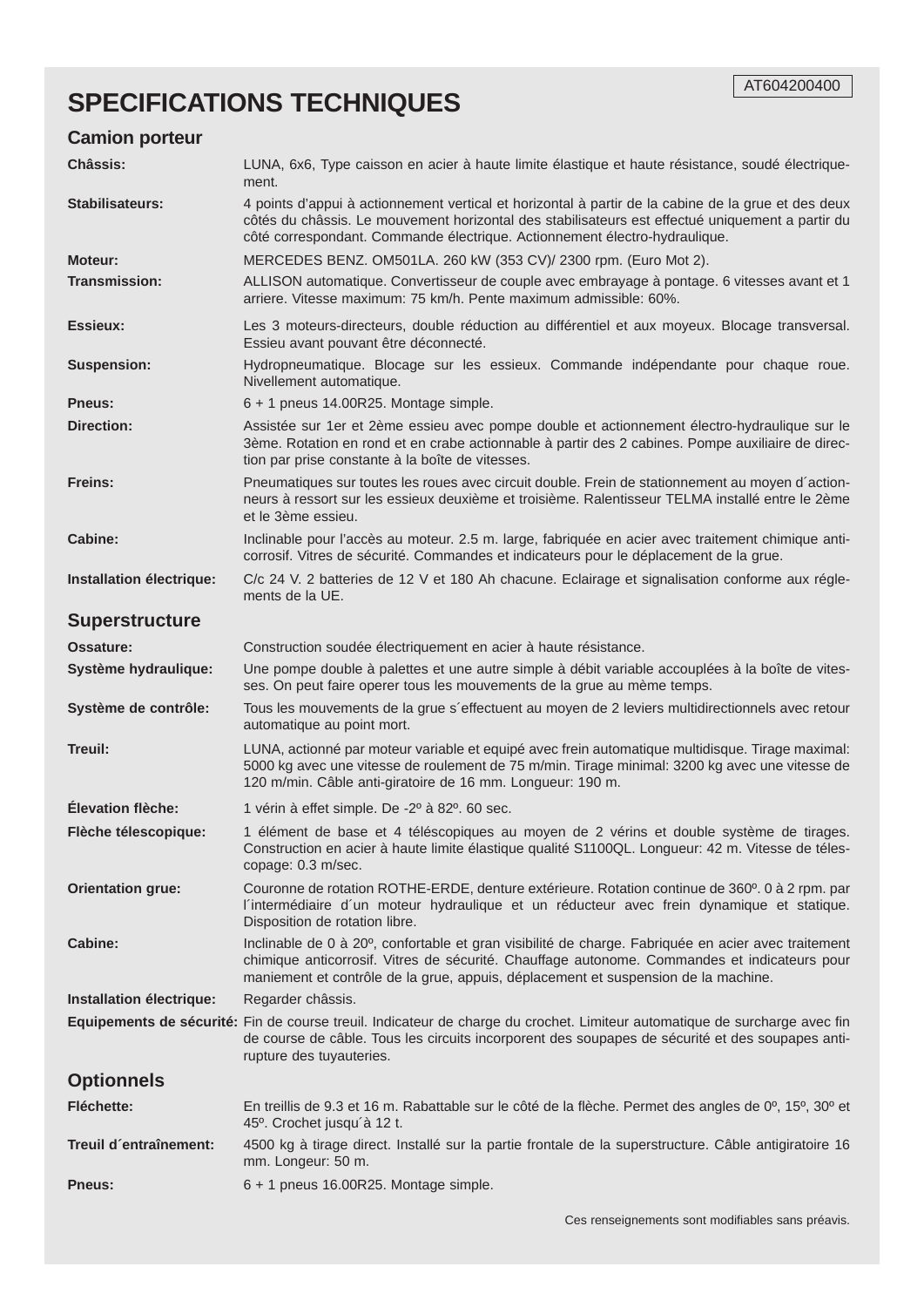AT604200400

# SPECIFICATIONS TECHNIQUES

## Camion porteur

**Châssis:** LUNA, 6x6, Type caisson en acier à haute limite élastique et haute résistance, soudé électriquement.

**Stabilisateurs:** 4 points d'appui à actionnement vertical et horizontal à partir de la cabine de la grue et des deux côtés du châssis. Le mouvement horizontal des stabilisateurs est effectué uniquement a partir du côté correspondant. Commande électrique. Actionnement électro-hydraulique.

**Moteur:** MERCEDES BENZ. OM501LA. 260 kW (353 CV)/ 2300 rpm. (Euro Mot 2).

**Transmission:** ALLISON automatique. Convertisseur de couple avec embrayage à pontage. 6 vitesses avant et 1 arriere. Vitesse maximum: 75 km/h. Pente maximum admissible: 60%.

**Essieux:** Les 3 moteurs-directeurs, double réduction au différentiel et aux moyeux. Blocage transversal. Essieu avant pouvant être déconnecté.

**Suspension:** Hydropneumatique. Blocage sur les essieux. Commande indépendante pour chaque roue. Nivellement automatique.

**Pneus:** 6 + 1 pneus 14.00R25. Montage simple.

**Direction:** Assistée sur 1er et 2ème essieu avec pompe double et actionnement électro-hydraulique sur le 3ème. Rotation en rond et en crabe actionnable à partir des 2 cabines. Pompe auxiliaire de direction par prise constante à la boîte de vitesses.

**Freins:** Pneumatiques sur toutes les roues avec circuit double. Frein de stationnement au moyen d´actionneurs à ressort sur les essieux deuxième et troisième. Ralentisseur TELMA installé entre le 2ème et le 3ème essieu.

**Cabine:** Inclinable pour l'accès au moteur. 2.5 m. large, fabriquée en acier avec traitement chimique anticorrosif. Vitres de sécurité. Commandes et indicateurs pour le déplacement de la grue.

**Installation électrique:** C/c 24 V. 2 batteries de 12 V et 180 Ah chacune. Eclairage et signalisation conforme aux réglements de la UE.

## Superstructure

**Ossature:** Construction soudée électriquement en acier à haute résistance.

**Système hydraulique:** Une pompe double à palettes et une autre simple à débit variable accouplées à la boîte de vitesses. On peut faire operer tous les mouvements de la grue au même temps.

**Système de contrôle:** Tous les mouvements de la grue s´effectuent au moyen de 2 leviers multidirectionnels avec retour automatique au point mort.

**Treuil:** LUNA, actionné par moteur variable et equipé avec frein automatique multidisque. Tirage maximal: 5000 kg avec une vitesse de roulement de 75 m/min. Tirage minimal: 3200 kg avec une vitesse de 120 m/min. Câble anti-giratoire de 16 mm. Longueur: 190 m.

**Élevation flèche:** 1 vérin à effet simple. De -2º à 82º. 60 sec.

**Flèche télescopique:** 1 élément de base et 4 téléscopiques au moyen de 2 vérins et double système de tirages. Construction en acier à haute limite élastique qualité S1100QL. Longueur: 42 m. Vitesse de télescopage: 0.3 m/sec.

**Orientation grue:** Couronne de rotation ROTHE-ERDE, denture extérieure. Rotation continue de 360º. 0 à 2 rpm. par l´intermédiaire d´un moteur hydraulique et un réducteur avec frein dynamique et statique. Disposition de rotation libre.

**Cabine:** Inclinable de 0 à 20º, confortable et gran visibilité de charge. Fabriquée en acier avec traitement chimique anticorrosif. Vitres de sécurité. Chauffage autonome. Commandes et indicateurs pour maniement et contrôle de la grue, appuis, déplacement et suspension de la machine.

**Installation électrique:** Regarder châssis.

**Equipements de sécurité:** Fin de course treuil. Indicateur de charge du crochet. Limiteur automatique de surcharge avec fin de course de câble. Tous les circuits incorporent des soupapes de sécurité et des soupapes antirupture des tuyauteries.

## Optionnels

**Fléchette:** En treillis de 9.3 et 16 m. Rabattable sur le côté de la flèche. Permet des angles de 0º, 15º, 30º et 45º. Crochet jusqu´à 12 t.

**Treuil d´entraînement:** 4500 kg à tirage direct. Installé sur la partie frontale de la superstructure. Câble antigiratoire 16 mm. Longueur: 50 m.

**Pneus:** 6 + 1 pneus 16.00R25. Montage simple.

Ces renseignements sont modifiables sans préavis.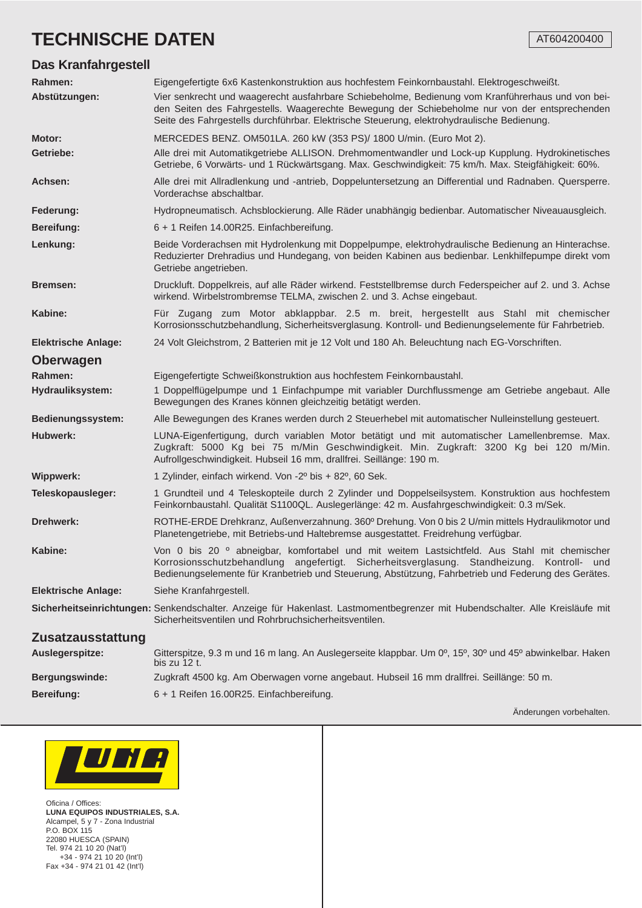# TECHNISCHE DATEN

AT604200400

## Das Kranfahrgestell

**Rahmen:** Eigengefertigte 6x6 Kastenkonstruktion aus hochfestem Feinkornbaustahl. Elektrogeschweißt.

**Abstützungen:** Vier senkrecht und waagerecht ausfahrbare Schiebeholme, Bedienung vom Kranführerhaus und von beiden Seiten des Fahrgestells. Waagerechte Bewegung der Schiebeholme nur von der entsprechenden Seite des Fahrgestells durchführbar. Elektrische Steuerung, elektrohydraulische Bedienung.

**Motor:** MERCEDES BENZ. OM501LA. 260 kW (353 PS)/ 1800 U/min. (Euro Mot 2).

**Getriebe:** Alle drei mit Automatikgetriebe ALLISON. Drehmomentwandler und Lock-up Kupplung. Hydrokinetisches Getriebe, 6 Vorwärts- und 1 Rückwärtsgang. Max. Geschwindigkeit: 75 km/h. Max. Steigfähigkeit: 60%.

**Achsen:** Alle drei mit Allradlenkung und -antrieb, Doppeluntersetzung an Differential und Radnaben. Quersperre. Vorderachse abschaltbar.

**Federung:** Hydropneumatisch. Achsblockierung. Alle Räder unabhängig bedienbar. Automatischer Niveauausgleich.

**Bereifung:** 6 + 1 Reifen 14.00R25. Einfachbereifung.

**Lenkung:** Beide Vorderachsen mit Hydrolenkung mit Doppelpumpe, elektrohydraulische Bedienung an Hinterachse. Reduzierter Drehradius und Hundegang, von beiden Kabinen aus bedienbar. Lenkhilfepumpe direkt vom Getriebe angetrieben.

**Bremsen:** Druckluft. Doppelkreis, auf alle Räder wirkend. Feststellbremse durch Federspeicher auf 2. und 3. Achse wirkend. Wirbelstrombremse TELMA, zwischen 2. und 3. Achse eingebaut.

**Kabine:** Für Zugang zum Motor abklappbar. 2.5 m. breit, hergestellt aus Stahl mit chemischer Korrosionsschutzbehandlung, Sicherheitsverglasung. Kontroll- und Bedienungselemente für Fahrbetrieb.

**Elektrische Anlage:** 24 Volt Gleichstrom, 2 Batterien mit je 12 Volt und 180 Ah. Beleuchtung nach EG-Vorschriften.

## Oberwagen

**Rahmen:** Eigengefertigte Schweißkonstruktion aus hochfestem Feinkornbaustahl.

**Hydrauliksystem:** 1 Doppelflügelpumpe und 1 Einfachpumpe mit variabler Durchflussmenge am Getriebe angebaut. Alle Bewegungen des Kranes können gleichzeitig betätigt werden.

**Bedienungssystem:** Alle Bewegungen des Kranes werden durch 2 Steuerhebel mit automatischer Nulleinstellung gesteuert.

**Hubwerk:** LUNA-Eigenfertigung, durch variablen Motor betätigt und mit automatischer Lamellenbremse. Max. Zugkraft: 5000 Kg bei 75 m/Min Geschwindigkeit. Min. Zugkraft: 3200 Kg bei 120 m/Min. Aufrollgeschwindigkeit. Hubseil 16 mm, drallfrei. Seillänge: 190 m.

**Wippwerk:** 1 Zylinder, einfach wirkend. Von -2º bis + 82º, 60 Sek.

**Teleskopausleger:** 1 Grundteil und 4 Teleskopteile durch 2 Zylinder und Doppelseilsystem. Konstruktion aus hochfestem Feinkornbaustahl. Qualität S1100QL. Auslegerlänge: 42 m. Ausfahrgeschwindigkeit: 0.3 m/Sek.

**Drehwerk:** ROTHE-ERDE Drehkranz, Außenverzahnung. 360º Drehung. Von 0 bis 2 U/min mittels Hydraulikmotor und Planetengetriebe, mit Betriebs-und Haltebremse ausgestattet. Freidrehung verfügbar.

**Kabine:** Von 0 bis 20 º abneigbar, komfortabel und mit weitem Lastsichtfeld. Aus Stahl mit chemischer Korrosionsschutzbehandlung angefertigt. Sicherheitsverglasung. Standheizung. Kontroll- und Bedienungselemente für Kranbetrieb und Steuerung, Abstützung, Fahrbetrieb und Federung des Gerätes.

**Elektrische Anlage:** Siehe Kranfahrgestell.

**Sicherheitseinrichtungen:** Senkendschalter. Anzeige für Hakenlast. Lastmomentbegrenzer mit Hubendschalter. Alle Kreisläufe mit Sicherheitsventilen und Rohrbruchsicherheitsventilen.

## Zusatzausstattung

**Auslegerspitze:** Gitterspitze, 9.3 m und 16 m lang. An Auslegerseite klappbar. Um 0º, 15º, 30º und 45º abwinkelbar. Haken bis zu 12 t.

**Bergungswinde:** Zugkraft 4500 kg. Am Oberwagen vorne angebaut. Hubseil 16 mm drallfrei. Seillänge: 50 m.

**Bereifung:** 6 + 1 Reifen 16.00R25. Einfachbereifung.

Änderungen vorbehalten.

LUNA

Oficina / Offices:
**LUNA EQUIPOS INDUSTRIALES, S.A.**
Alcampel, 5 y 7 - Zona Industrial
P.O. BOX 115
22080 HUESCA (SPAIN)
Tel. 974 21 10 20 (Nat'l)
+34 - 974 21 10 20 (Int'l)
Fax +34 - 974 21 01 42 (Int'l)